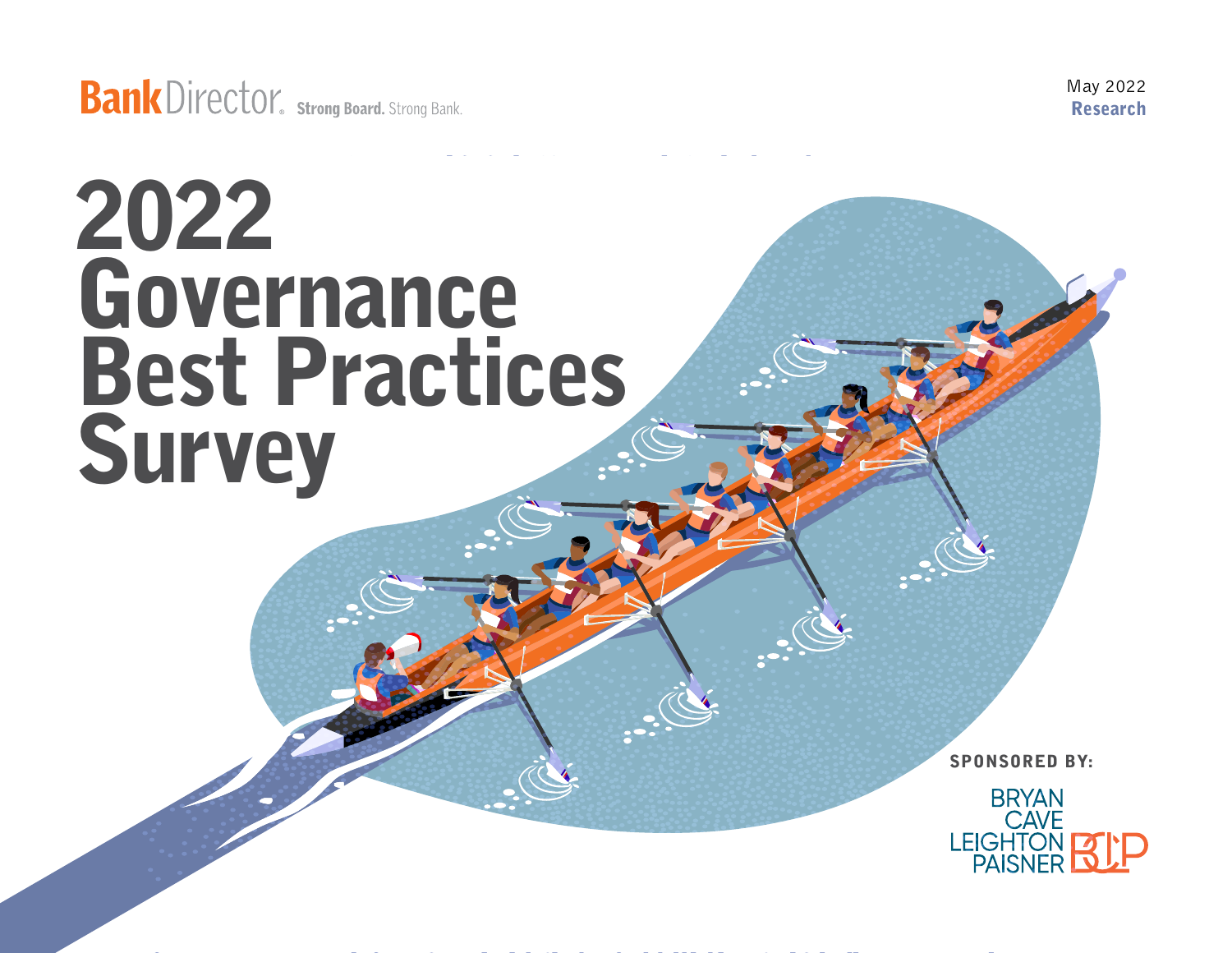Bank Director. Strong Board. Strong Bank.

May 2022
Research

# 2022 Governance Best Practices Survey

SPONSORED BY:

BRYAN CAVE LEIGHTON PAISNER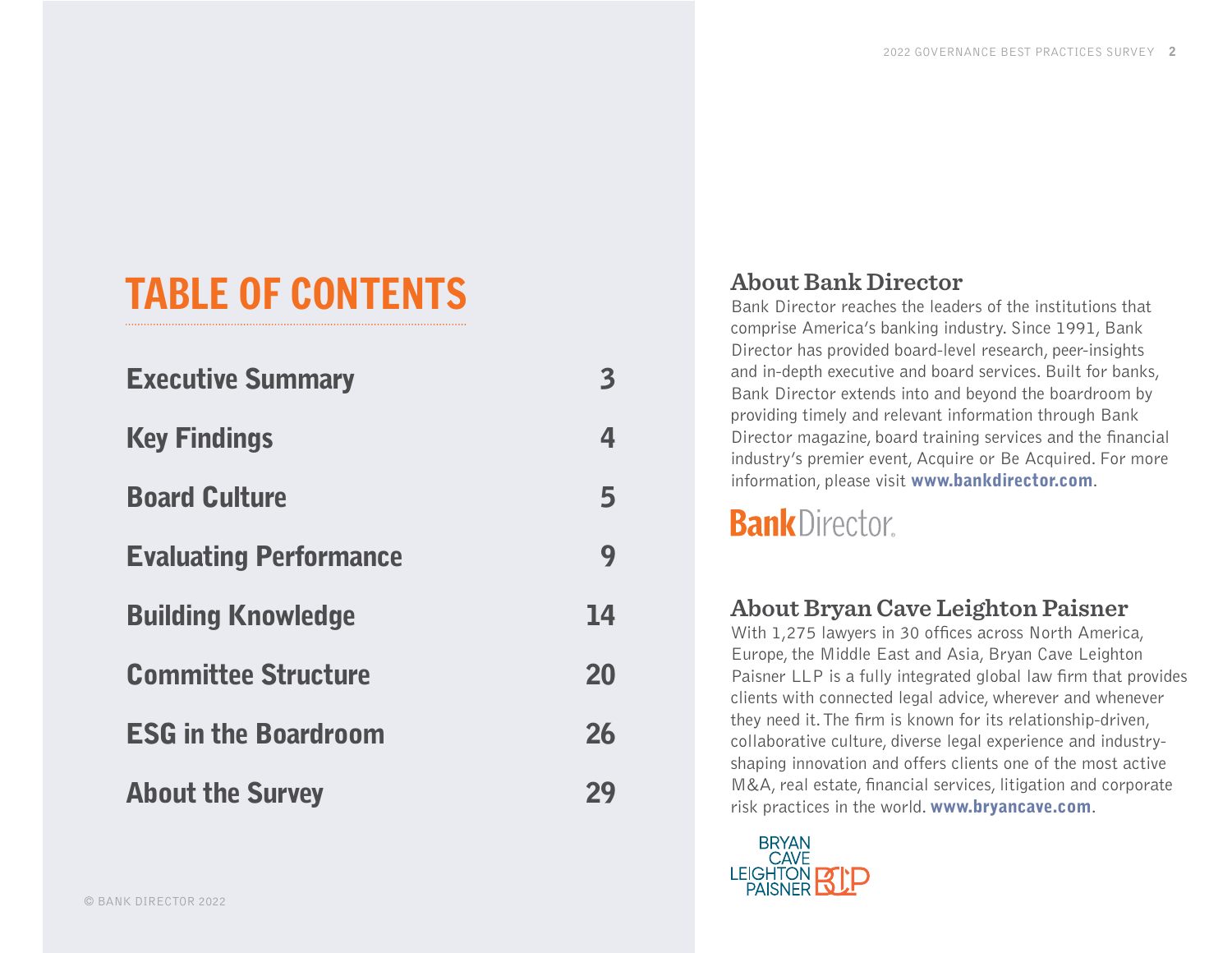# TABLE OF CONTENTS

| | |
|---|---|
| Executive Summary | 3 |
| Key Findings | 4 |
| Board Culture | 5 |
| Evaluating Performance | 9 |
| Building Knowledge | 14 |
| Committee Structure | 20 |
| ESG in the Boardroom | 26 |
| About the Survey | 29 |

© BANK DIRECTOR 2022

## About Bank Director

Bank Director reaches the leaders of the institutions that comprise America's banking industry. Since 1991, Bank Director has provided board-level research, peer-insights and in-depth executive and board services. Built for banks, Bank Director extends into and beyond the boardroom by providing timely and relevant information through Bank Director magazine, board training services and the financial industry's premier event, Acquire or Be Acquired. For more information, please visit **www.bankdirector.com**.

## About Bryan Cave Leighton Paisner

With 1,275 lawyers in 30 offices across North America, Europe, the Middle East and Asia, Bryan Cave Leighton Paisner LLP is a fully integrated global law firm that provides clients with connected legal advice, wherever and whenever they need it. The firm is known for its relationship-driven, collaborative culture, diverse legal experience and industry-shaping innovation and offers clients one of the most active M&A, real estate, financial services, litigation and corporate risk practices in the world. **www.bryancave.com**.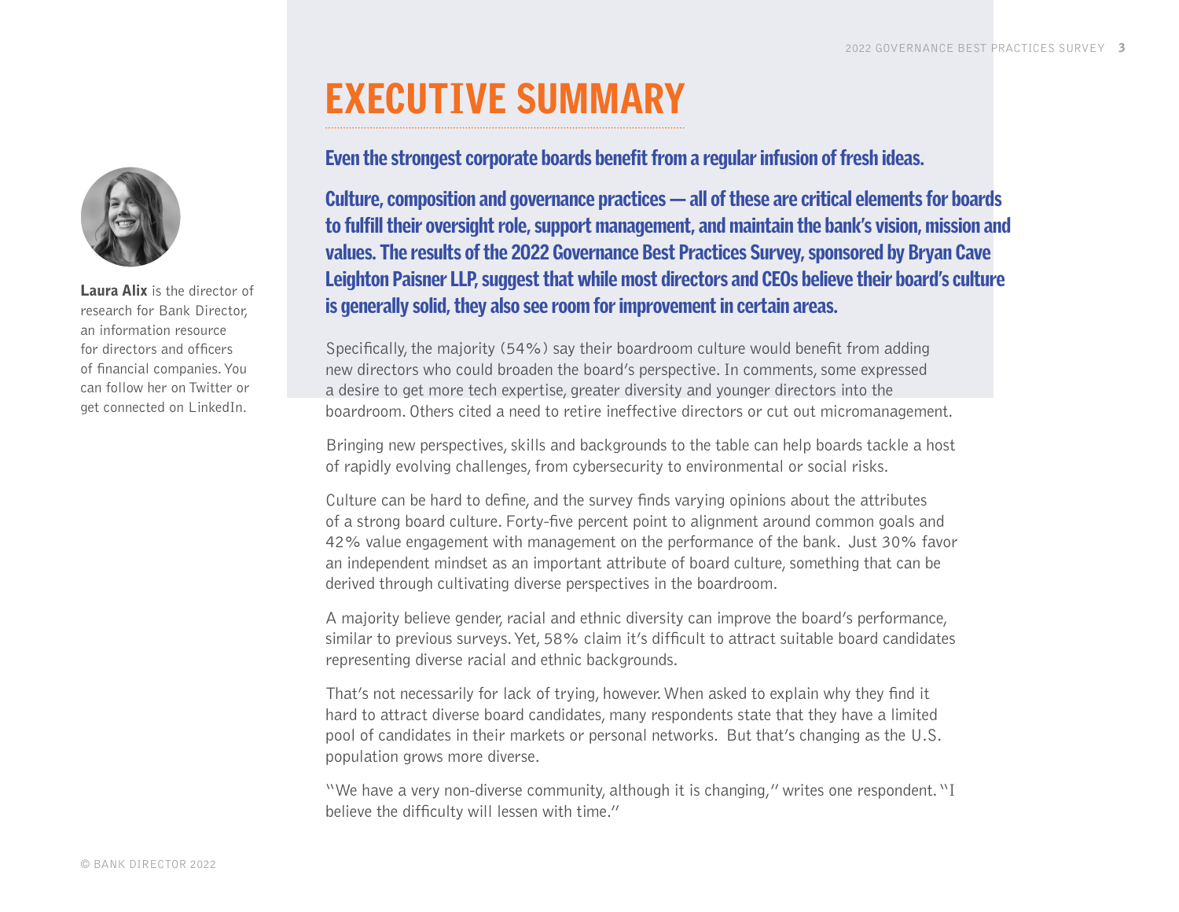# EXECUTIVE SUMMARY

**Even the strongest corporate boards benefit from a regular infusion of fresh ideas.**

**Culture, composition and governance practices — all of these are critical elements for boards to fulfill their oversight role, support management, and maintain the bank's vision, mission and values. The results of the 2022 Governance Best Practices Survey, sponsored by Bryan Cave Leighton Paisner LLP, suggest that while most directors and CEOs believe their board's culture is generally solid, they also see room for improvement in certain areas.**

Specifically, the majority (54%) say their boardroom culture would benefit from adding new directors who could broaden the board's perspective. In comments, some expressed a desire to get more tech expertise, greater diversity and younger directors into the boardroom. Others cited a need to retire ineffective directors or cut out micromanagement.

Bringing new perspectives, skills and backgrounds to the table can help boards tackle a host of rapidly evolving challenges, from cybersecurity to environmental or social risks.

Culture can be hard to define, and the survey finds varying opinions about the attributes of a strong board culture. Forty-five percent point to alignment around common goals and 42% value engagement with management on the performance of the bank. Just 30% favor an independent mindset as an important attribute of board culture, something that can be derived through cultivating diverse perspectives in the boardroom.

A majority believe gender, racial and ethnic diversity can improve the board's performance, similar to previous surveys. Yet, 58% claim it's difficult to attract suitable board candidates representing diverse racial and ethnic backgrounds.

That's not necessarily for lack of trying, however. When asked to explain why they find it hard to attract diverse board candidates, many respondents state that they have a limited pool of candidates in their markets or personal networks. But that's changing as the U.S. population grows more diverse.

"We have a very non-diverse community, although it is changing," writes one respondent. "I believe the difficulty will lessen with time."

**Laura Alix** is the director of research for Bank Director, an information resource for directors and officers of financial companies. You can follow her on Twitter or get connected on LinkedIn.

© BANK DIRECTOR 2022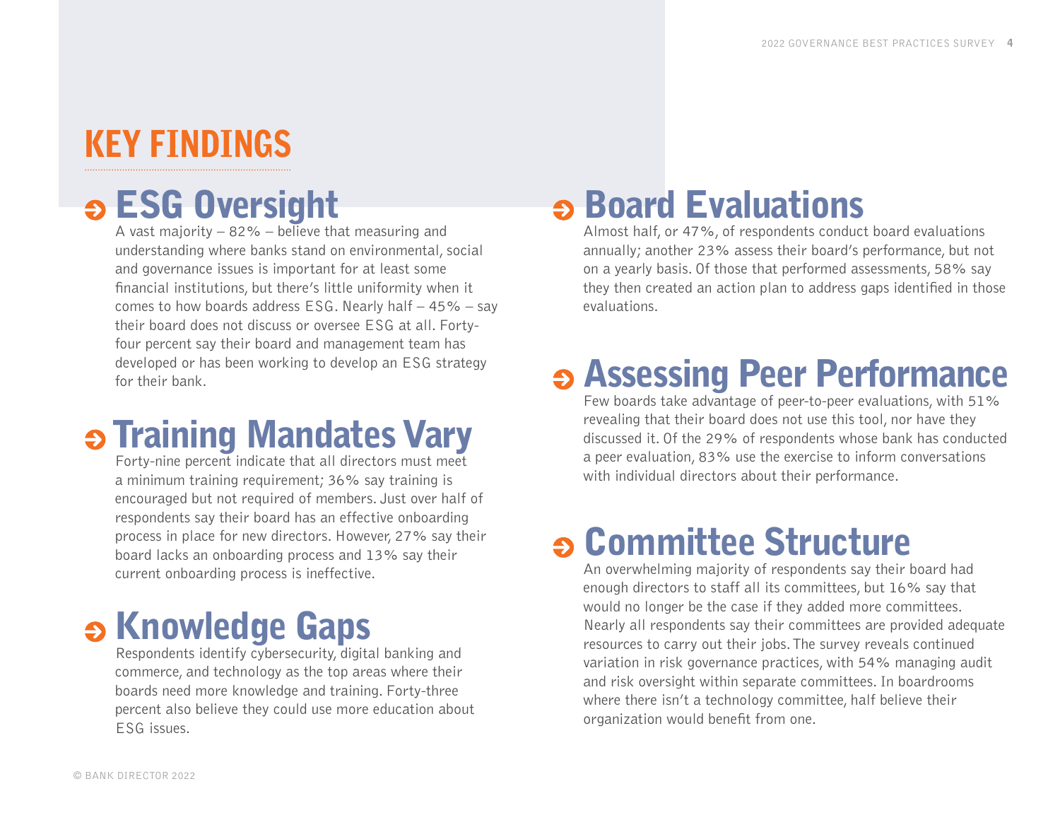# KEY FINDINGS

## ESG Oversight

A vast majority – 82% – believe that measuring and understanding where banks stand on environmental, social and governance issues is important for at least some financial institutions, but there's little uniformity when it comes to how boards address ESG. Nearly half – 45% – say their board does not discuss or oversee ESG at all. Forty-four percent say their board and management team has developed or has been working to develop an ESG strategy for their bank.

## Training Mandates Vary

Forty-nine percent indicate that all directors must meet a minimum training requirement; 36% say training is encouraged but not required of members. Just over half of respondents say their board has an effective onboarding process in place for new directors. However, 27% say their board lacks an onboarding process and 13% say their current onboarding process is ineffective.

## Knowledge Gaps

Respondents identify cybersecurity, digital banking and commerce, and technology as the top areas where their boards need more knowledge and training. Forty-three percent also believe they could use more education about ESG issues.

## Board Evaluations

Almost half, or 47%, of respondents conduct board evaluations annually; another 23% assess their board's performance, but not on a yearly basis. Of those that performed assessments, 58% say they then created an action plan to address gaps identified in those evaluations.

## Assessing Peer Performance

Few boards take advantage of peer-to-peer evaluations, with 51% revealing that their board does not use this tool, nor have they discussed it. Of the 29% of respondents whose bank has conducted a peer evaluation, 83% use the exercise to inform conversations with individual directors about their performance.

## Committee Structure

An overwhelming majority of respondents say their board had enough directors to staff all its committees, but 16% say that would no longer be the case if they added more committees. Nearly all respondents say their committees are provided adequate resources to carry out their jobs. The survey reveals continued variation in risk governance practices, with 54% managing audit and risk oversight within separate committees. In boardrooms where there isn't a technology committee, half believe their organization would benefit from one.

© BANK DIRECTOR 2022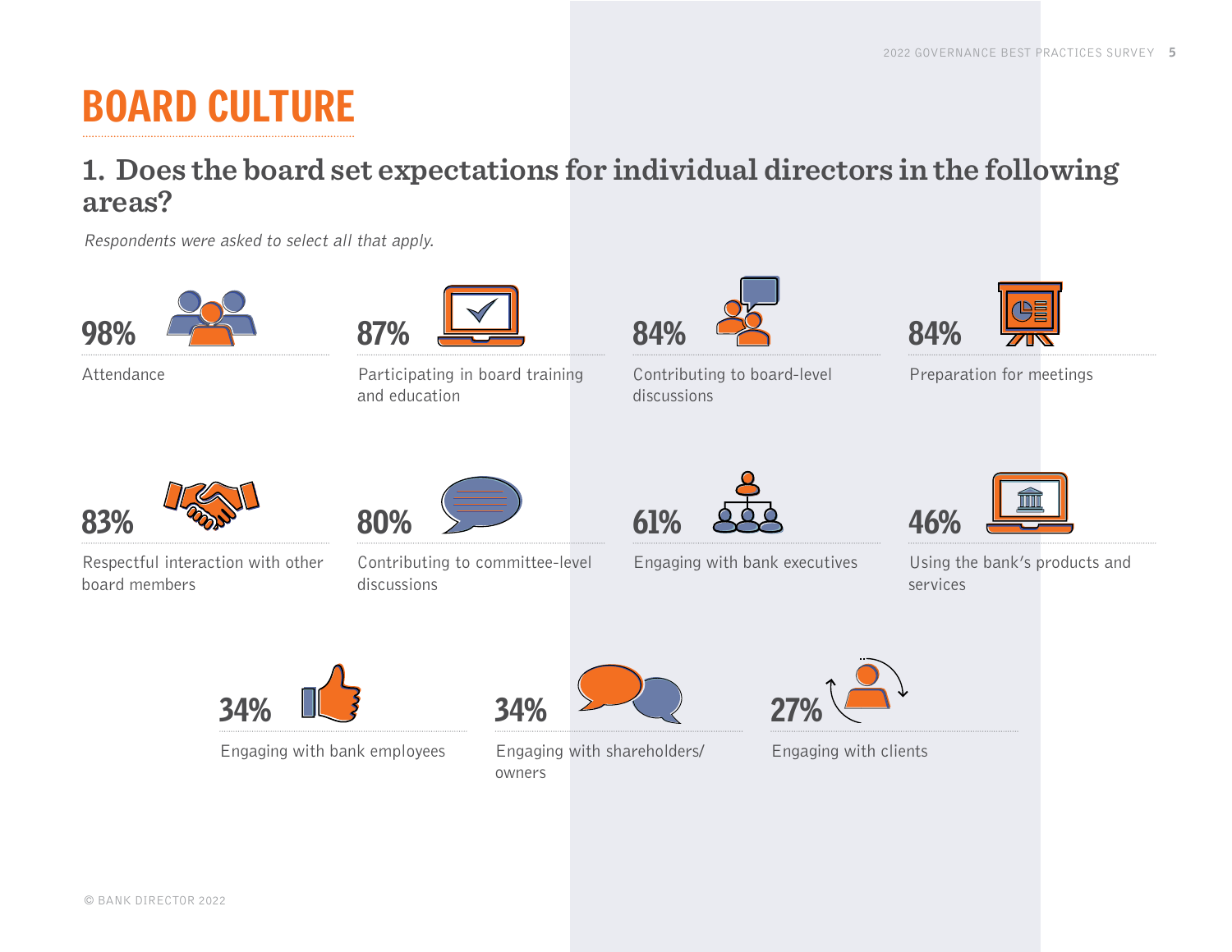# BOARD CULTURE

## 1. Does the board set expectations for individual directors in the following areas?

*Respondents were asked to select all that apply.*

| Percentage | Area |
|---|---|
| 98% | Attendance |
| 87% | Participating in board training and education |
| 84% | Contributing to board-level discussions |
| 84% | Preparation for meetings |
| 83% | Respectful interaction with other board members |
| 80% | Contributing to committee-level discussions |
| 61% | Engaging with bank executives |
| 46% | Using the bank's products and services |
| 34% | Engaging with bank employees |
| 34% | Engaging with shareholders/owners |
| 27% | Engaging with clients |

© BANK DIRECTOR 2022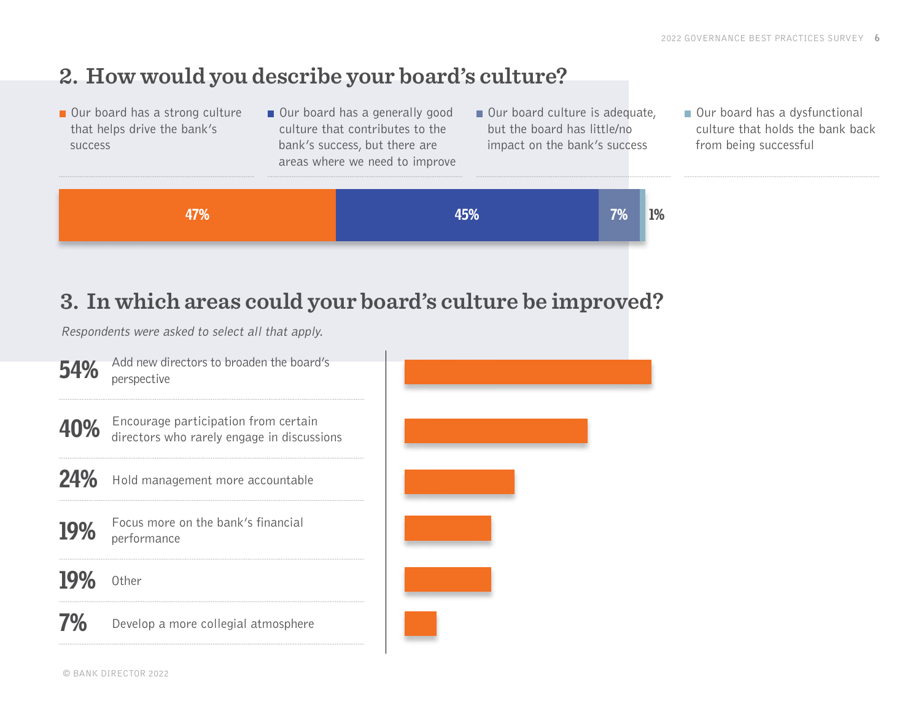## 2. How would you describe your board's culture?

| Response | Percentage |
|---|---|
| Our board has a strong culture that helps drive the bank's success | 47% |
| Our board has a generally good culture that contributes to the bank's success, but there are areas where we need to improve | 45% |
| Our board culture is adequate, but the board has little/no impact on the bank's success | 7% |
| Our board has a dysfunctional culture that holds the bank back from being successful | 1% |

## 3. In which areas could your board's culture be improved?

*Respondents were asked to select all that apply.*

| Percentage | Area |
|---|---|
| 54% | Add new directors to broaden the board's perspective |
| 40% | Encourage participation from certain directors who rarely engage in discussions |
| 24% | Hold management more accountable |
| 19% | Focus more on the bank's financial performance |
| 19% | Other |
| 7% | Develop a more collegial atmosphere |

© BANK DIRECTOR 2022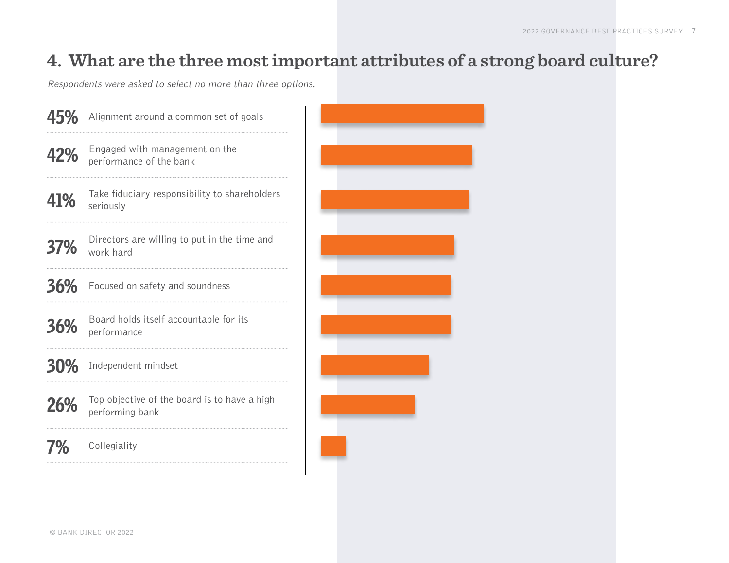## 4. What are the three most important attributes of a strong board culture?

*Respondents were asked to select no more than three options.*

| % | Attribute |
|---|---|
| 45% | Alignment around a common set of goals |
| 42% | Engaged with management on the performance of the bank |
| 41% | Take fiduciary responsibility to shareholders seriously |
| 37% | Directors are willing to put in the time and work hard |
| 36% | Focused on safety and soundness |
| 36% | Board holds itself accountable for its performance |
| 30% | Independent mindset |
| 26% | Top objective of the board is to have a high performing bank |
| 7% | Collegiality |

© BANK DIRECTOR 2022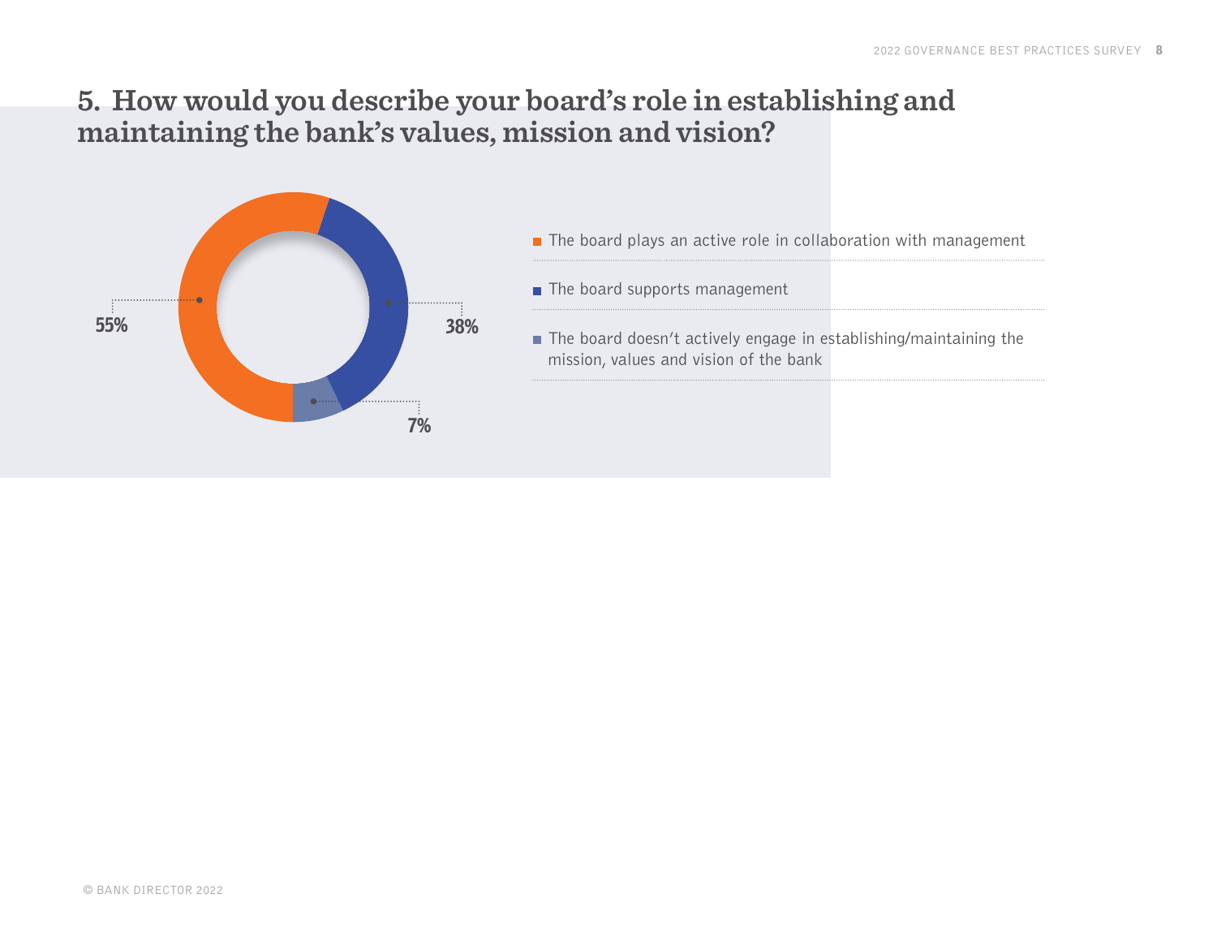## 5. How would you describe your board's role in establishing and maintaining the bank's values, mission and vision?

| Response | Percentage |
|---|---|
| The board plays an active role in collaboration with management | 55% |
| The board supports management | 38% |
| The board doesn't actively engage in establishing/maintaining the mission, values and vision of the bank | 7% |

© BANK DIRECTOR 2022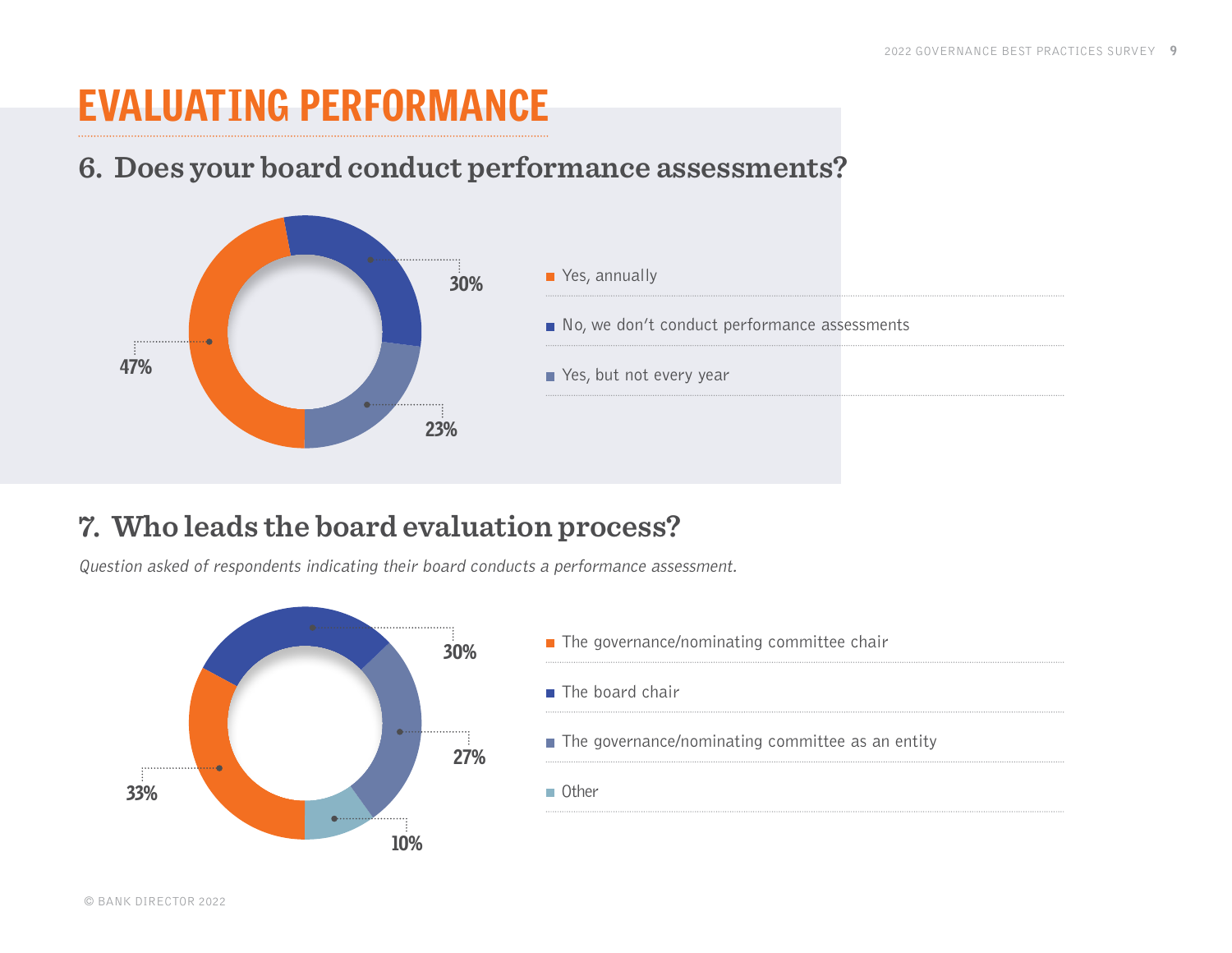# EVALUATING PERFORMANCE

## 6. Does your board conduct performance assessments?

| Response | Percentage |
|---|---|
| Yes, annually | 47% |
| No, we don't conduct performance assessments | 30% |
| Yes, but not every year | 23% |

## 7. Who leads the board evaluation process?

*Question asked of respondents indicating their board conducts a performance assessment.*

| Response | Percentage |
|---|---|
| The governance/nominating committee chair | 33% |
| The board chair | 30% |
| The governance/nominating committee as an entity | 27% |
| Other | 10% |

© BANK DIRECTOR 2022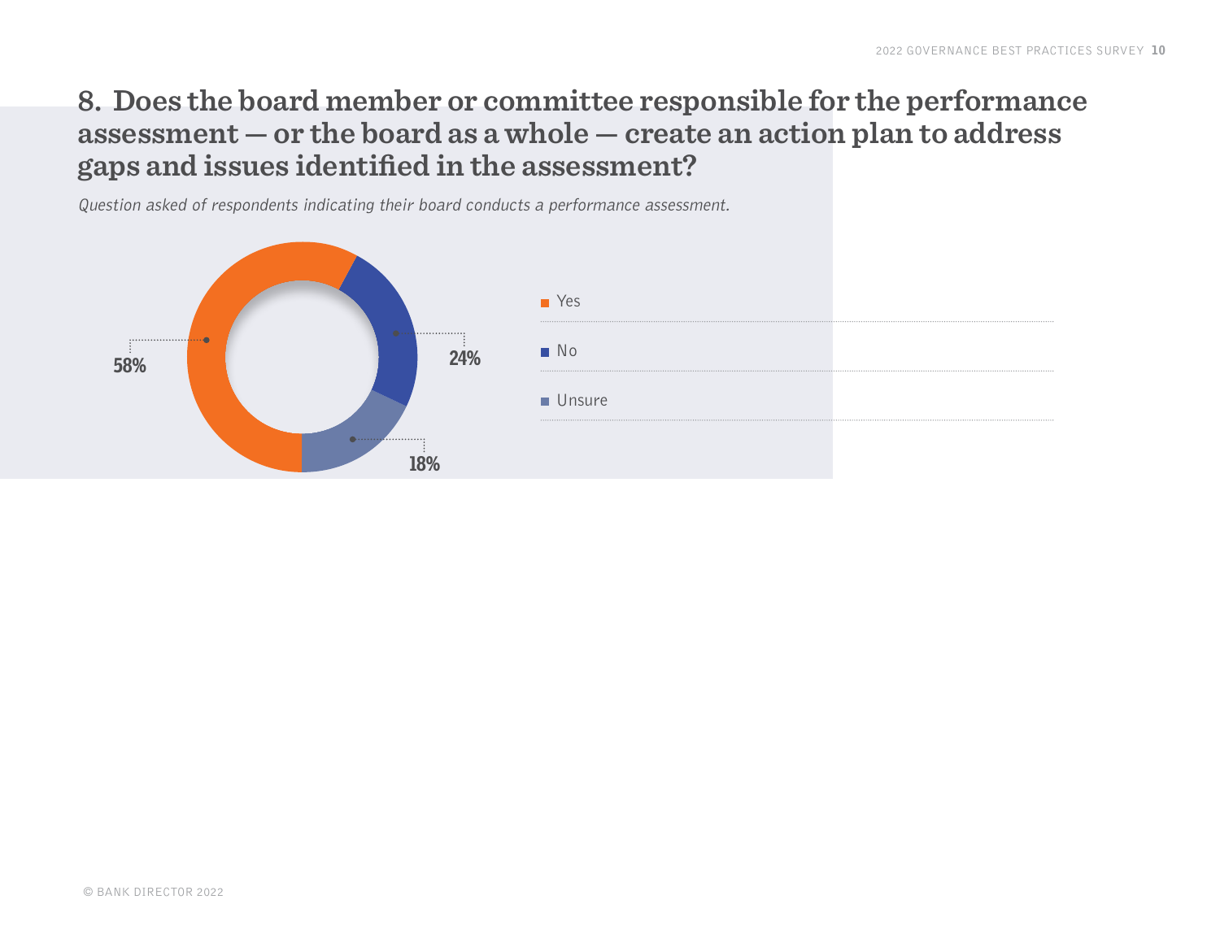## 8. Does the board member or committee responsible for the performance assessment — or the board as a whole — create an action plan to address gaps and issues identified in the assessment?

*Question asked of respondents indicating their board conducts a performance assessment.*

| Response | Percentage |
|---|---|
| Yes | 58% |
| No | 24% |
| Unsure | 18% |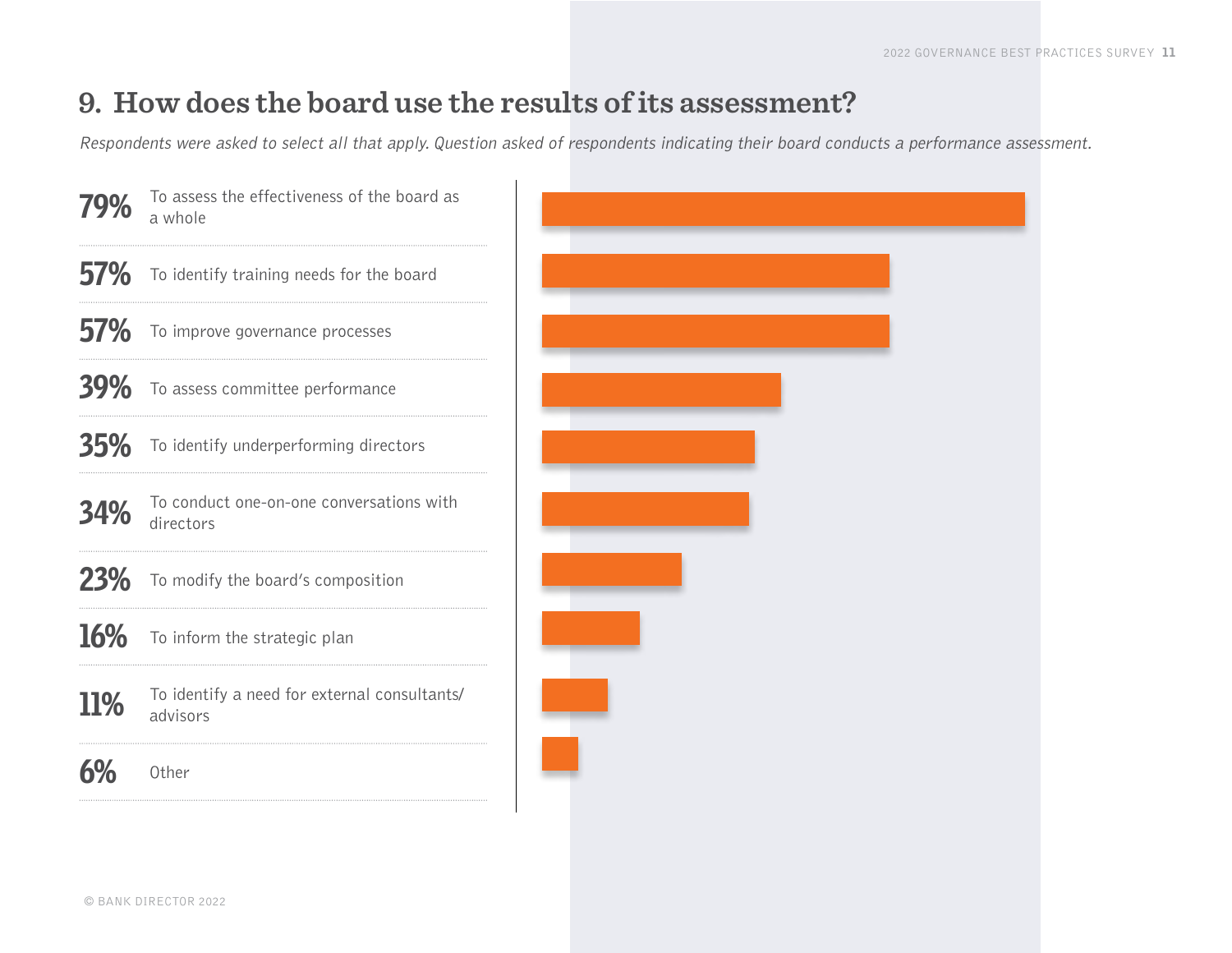## 9. How does the board use the results of its assessment?

*Respondents were asked to select all that apply. Question asked of respondents indicating their board conducts a performance assessment.*

| Percentage | Use |
|---|---|
| 79% | To assess the effectiveness of the board as a whole |
| 57% | To identify training needs for the board |
| 57% | To improve governance processes |
| 39% | To assess committee performance |
| 35% | To identify underperforming directors |
| 34% | To conduct one-on-one conversations with directors |
| 23% | To modify the board's composition |
| 16% | To inform the strategic plan |
| 11% | To identify a need for external consultants/advisors |
| 6% | Other |

© BANK DIRECTOR 2022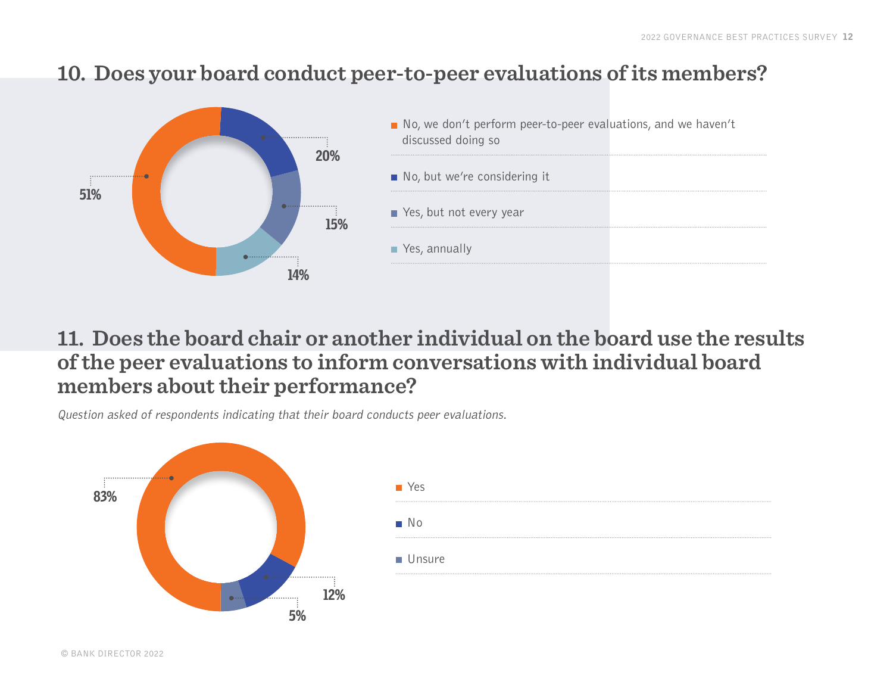## 10. Does your board conduct peer-to-peer evaluations of its members?

| Response | Percentage |
| --- | --- |
| No, we don't perform peer-to-peer evaluations, and we haven't discussed doing so | 51% |
| No, but we're considering it | 20% |
| Yes, but not every year | 15% |
| Yes, annually | 14% |

## 11. Does the board chair or another individual on the board use the results of the peer evaluations to inform conversations with individual board members about their performance?

*Question asked of respondents indicating that their board conducts peer evaluations.*

| Response | Percentage |
| --- | --- |
| Yes | 83% |
| No | 12% |
| Unsure | 5% |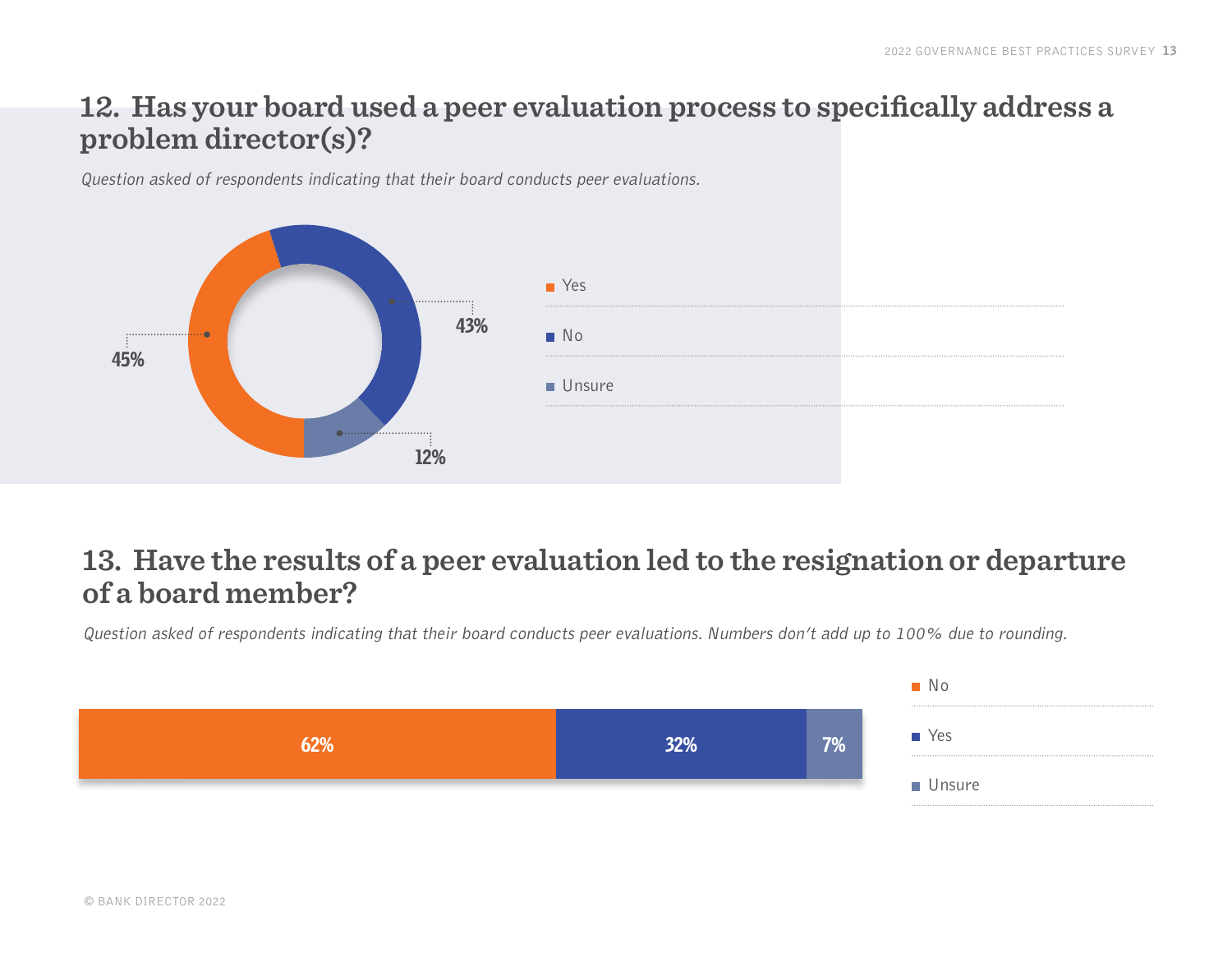## 12. Has your board used a peer evaluation process to specifically address a problem director(s)?

*Question asked of respondents indicating that their board conducts peer evaluations.*

| Response | Percentage |
| --- | --- |
| Yes | 45% |
| No | 43% |
| Unsure | 12% |

## 13. Have the results of a peer evaluation led to the resignation or departure of a board member?

*Question asked of respondents indicating that their board conducts peer evaluations. Numbers don't add up to 100% due to rounding.*

| Response | Percentage |
| --- | --- |
| No | 62% |
| Yes | 32% |
| Unsure | 7% |

© BANK DIRECTOR 2022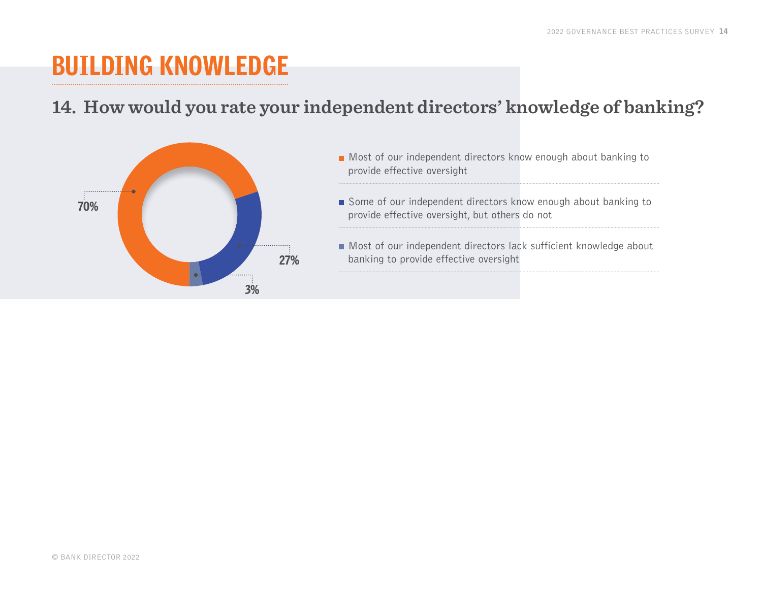# BUILDING KNOWLEDGE

## 14. How would you rate your independent directors' knowledge of banking?

| Response | % |
|---|---|
| Most of our independent directors know enough about banking to provide effective oversight | 70% |
| Some of our independent directors know enough about banking to provide effective oversight, but others do not | 27% |
| Most of our independent directors lack sufficient knowledge about banking to provide effective oversight | 3% |

© BANK DIRECTOR 2022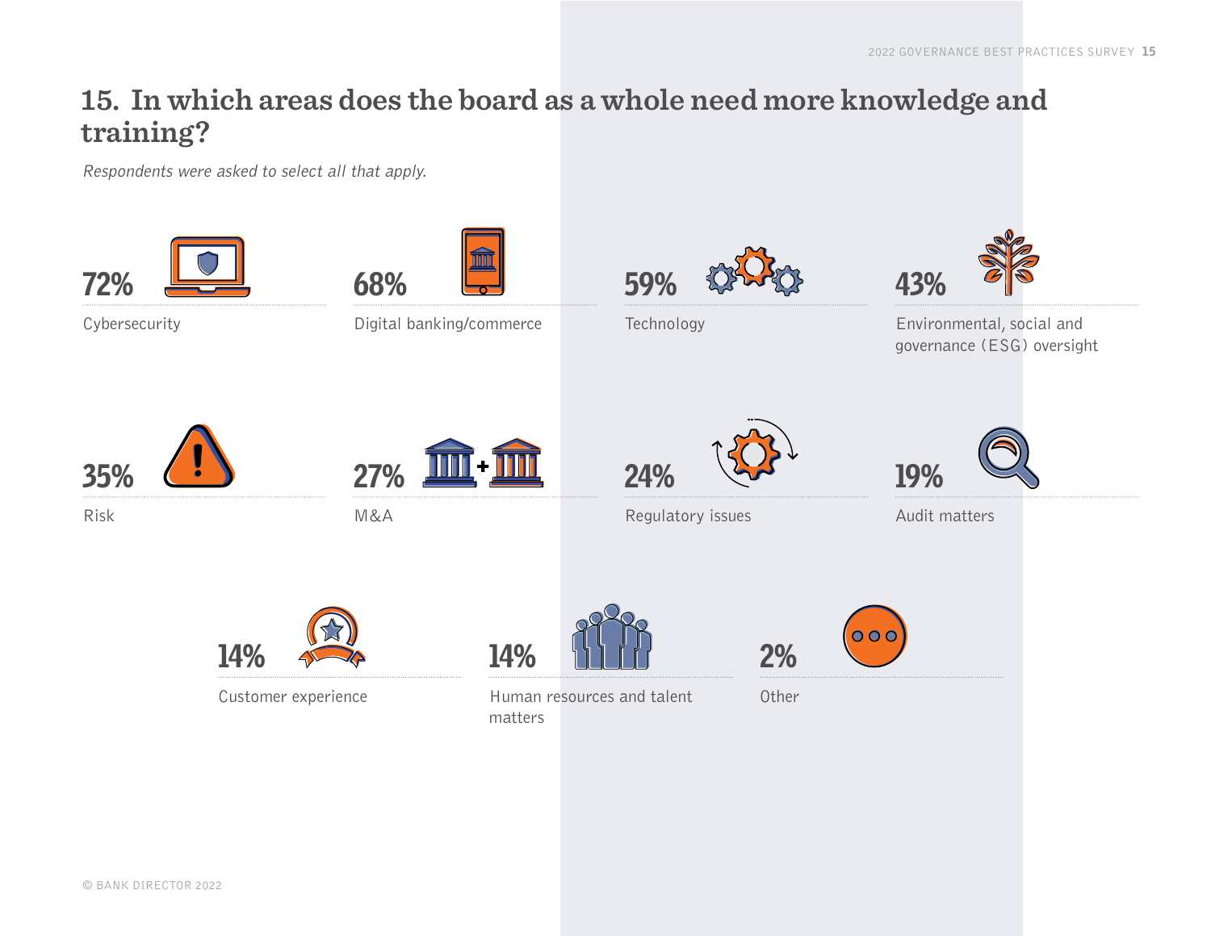## 15. In which areas does the board as a whole need more knowledge and training?

*Respondents were asked to select all that apply.*

| Percentage | Area |
| --- | --- |
| 72% | Cybersecurity |
| 68% | Digital banking/commerce |
| 59% | Technology |
| 43% | Environmental, social and governance (ESG) oversight |
| 35% | Risk |
| 27% | M&A |
| 24% | Regulatory issues |
| 19% | Audit matters |
| 14% | Customer experience |
| 14% | Human resources and talent matters |
| 2% | Other |

© BANK DIRECTOR 2022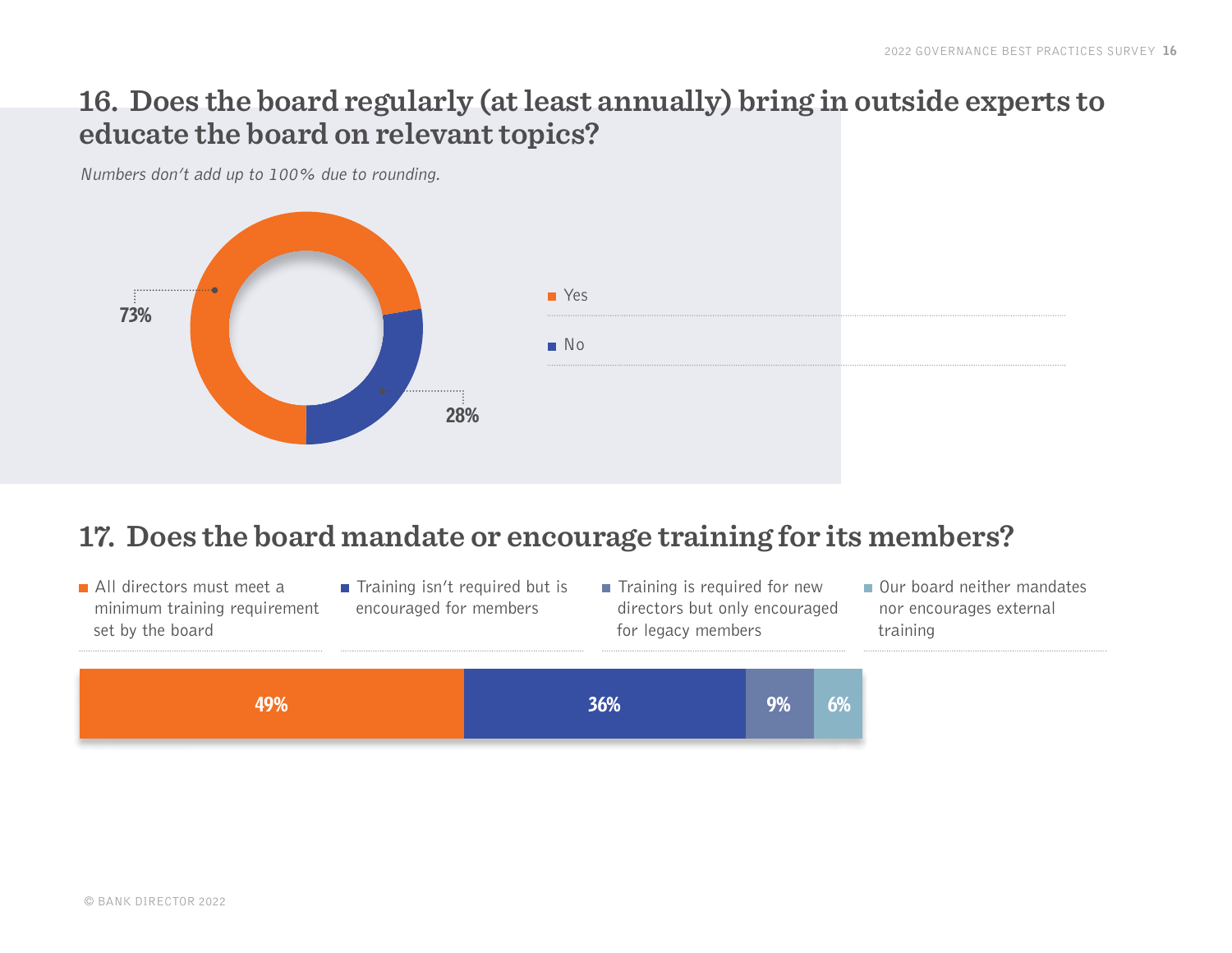## 16. Does the board regularly (at least annually) bring in outside experts to educate the board on relevant topics?

*Numbers don't add up to 100% due to rounding.*

| Response | Percentage |
|---|---|
| Yes | 73% |
| No | 28% |

## 17. Does the board mandate or encourage training for its members?

| Response | Percentage |
|---|---|
| All directors must meet a minimum training requirement set by the board | 49% |
| Training isn't required but is encouraged for members | 36% |
| Training is required for new directors but only encouraged for legacy members | 9% |
| Our board neither mandates nor encourages external training | 6% |

© BANK DIRECTOR 2022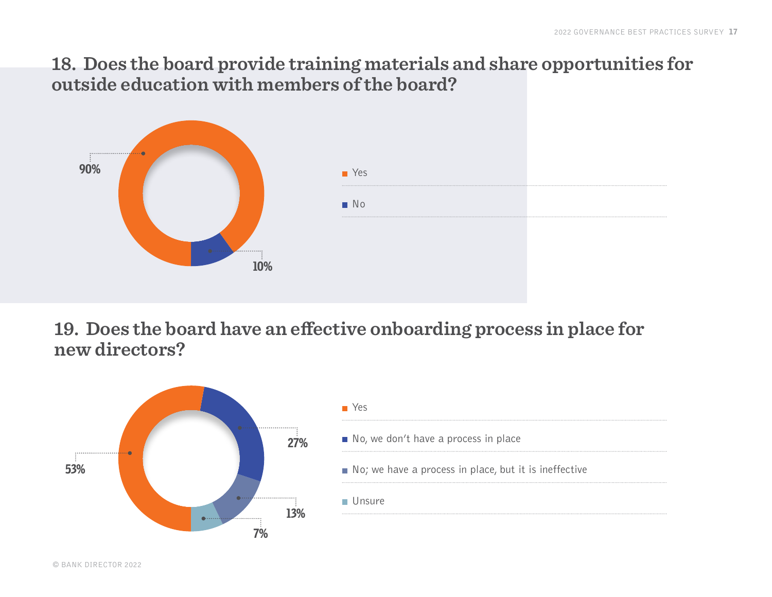## 18. Does the board provide training materials and share opportunities for outside education with members of the board?

| Response | Percentage |
|---|---|
| Yes | 90% |
| No | 10% |

## 19. Does the board have an effective onboarding process in place for new directors?

| Response | Percentage |
|---|---|
| Yes | 53% |
| No, we don't have a process in place | 27% |
| No; we have a process in place, but it is ineffective | 13% |
| Unsure | 7% |

© BANK DIRECTOR 2022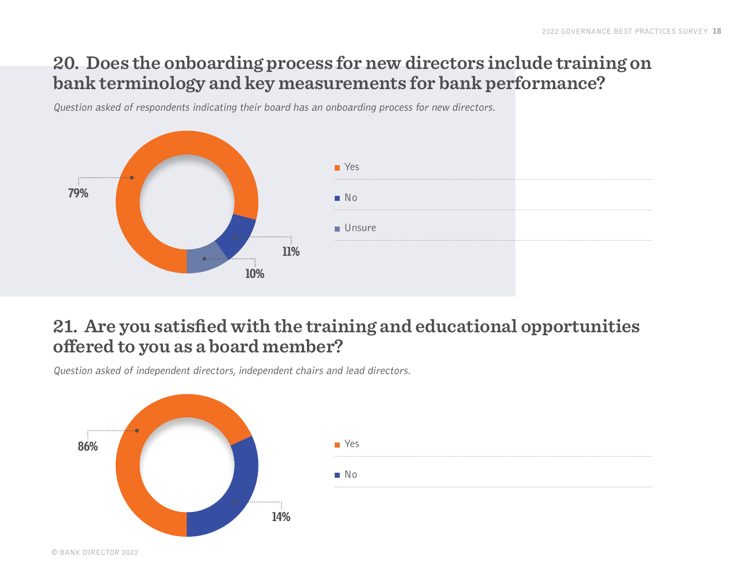## 20. Does the onboarding process for new directors include training on bank terminology and key measurements for bank performance?

*Question asked of respondents indicating their board has an onboarding process for new directors.*

| Response | Percentage |
|---|---|
| Yes | 79% |
| No | 11% |
| Unsure | 10% |

## 21. Are you satisfied with the training and educational opportunities offered to you as a board member?

*Question asked of independent directors, independent chairs and lead directors.*

| Response | Percentage |
|---|---|
| Yes | 86% |
| No | 14% |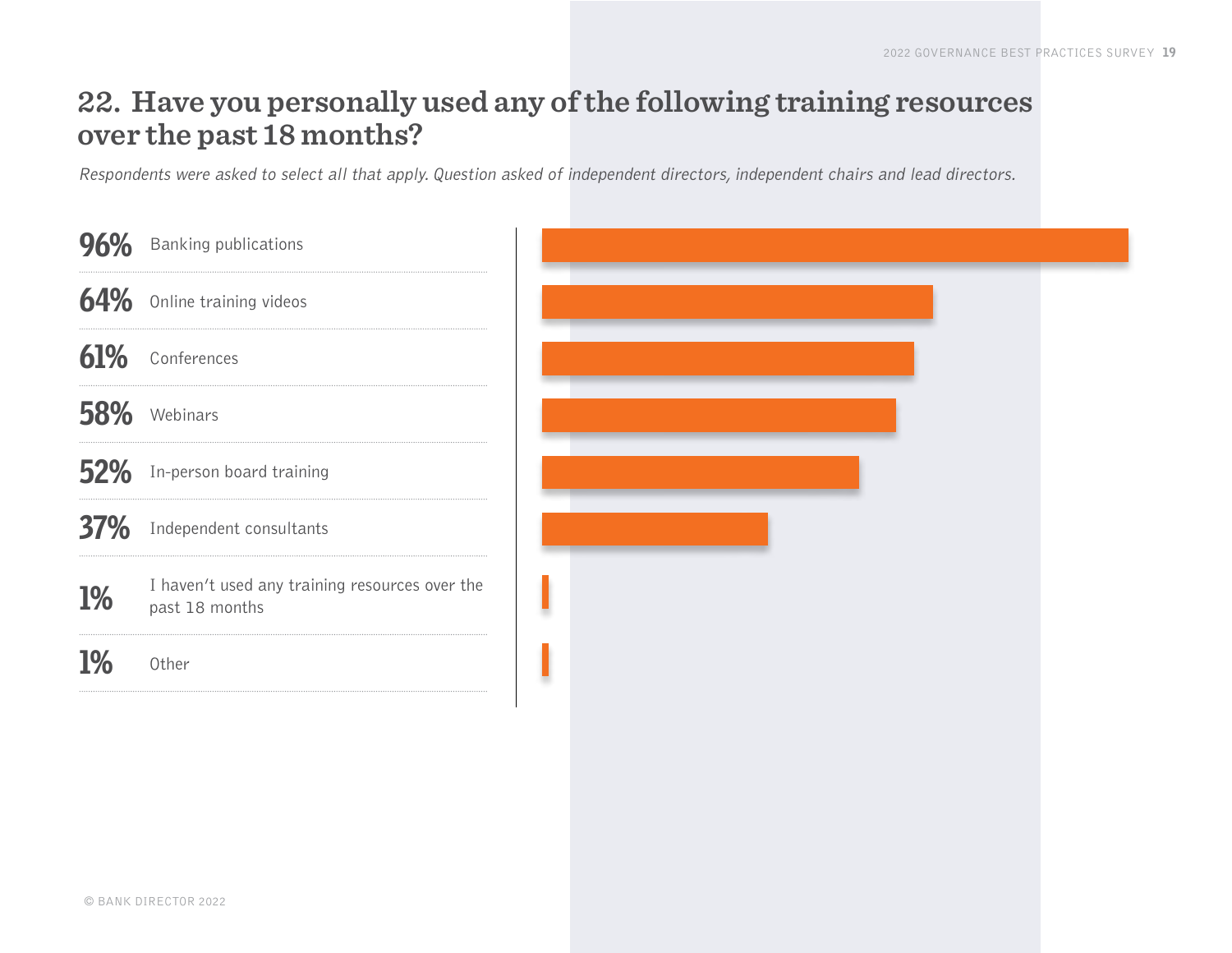## 22. Have you personally used any of the following training resources over the past 18 months?

*Respondents were asked to select all that apply. Question asked of independent directors, independent chairs and lead directors.*

| % | Response |
|---|---|
| 96% | Banking publications |
| 64% | Online training videos |
| 61% | Conferences |
| 58% | Webinars |
| 52% | In-person board training |
| 37% | Independent consultants |
| 1% | I haven't used any training resources over the past 18 months |
| 1% | Other |

© BANK DIRECTOR 2022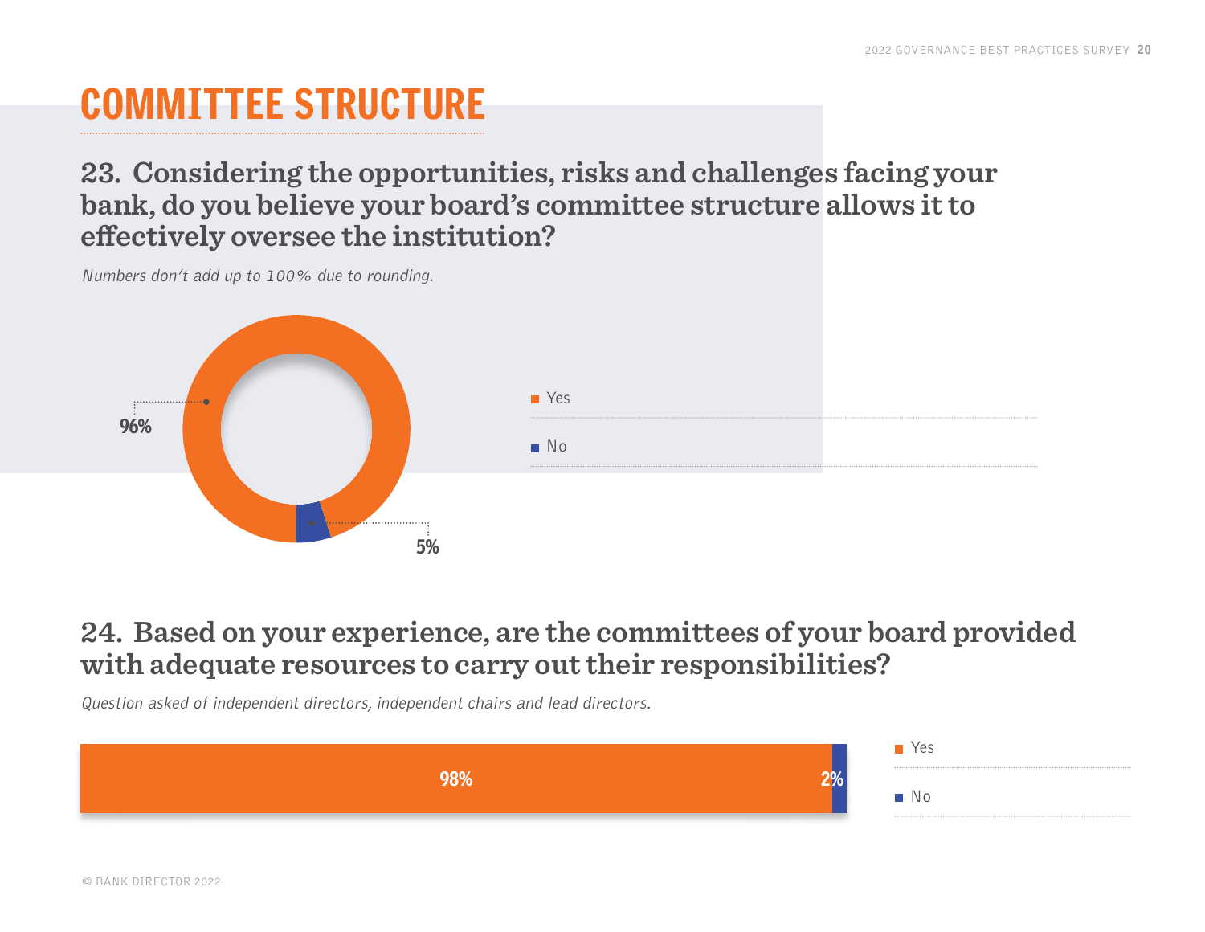# COMMITTEE STRUCTURE

## 23. Considering the opportunities, risks and challenges facing your bank, do you believe your board's committee structure allows it to effectively oversee the institution?

*Numbers don't add up to 100% due to rounding.*

| Response | Percentage |
|---|---|
| Yes | 96% |
| No | 5% |

## 24. Based on your experience, are the committees of your board provided with adequate resources to carry out their responsibilities?

*Question asked of independent directors, independent chairs and lead directors.*

| Response | Percentage |
|---|---|
| Yes | 98% |
| No | 2% |

© BANK DIRECTOR 2022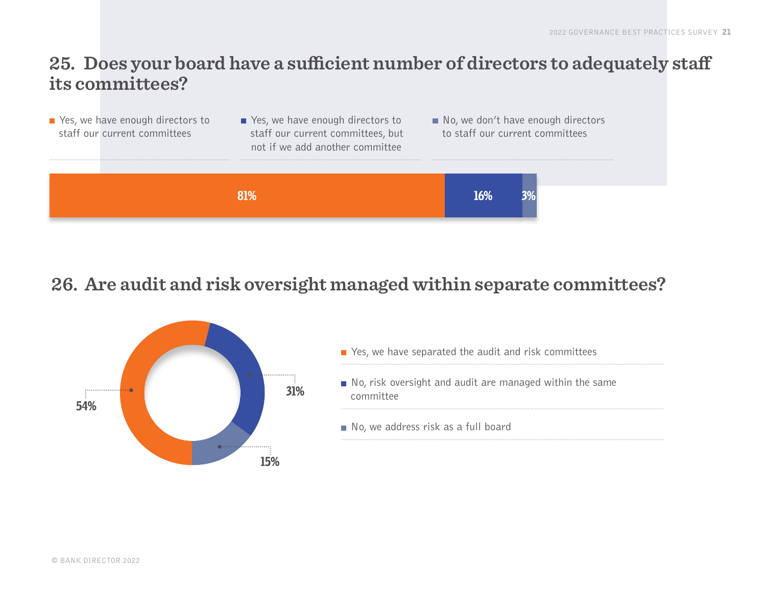## 25. Does your board have a sufficient number of directors to adequately staff its committees?

| Response | % |
|---|---|
| Yes, we have enough directors to staff our current committees | 81% |
| Yes, we have enough directors to staff our current committees, but not if we add another committee | 16% |
| No, we don't have enough directors to staff our current committees | 3% |

## 26. Are audit and risk oversight managed within separate committees?

| Response | % |
|---|---|
| Yes, we have separated the audit and risk committees | 54% |
| No, risk oversight and audit are managed within the same committee | 31% |
| No, we address risk as a full board | 15% |

© BANK DIRECTOR 2022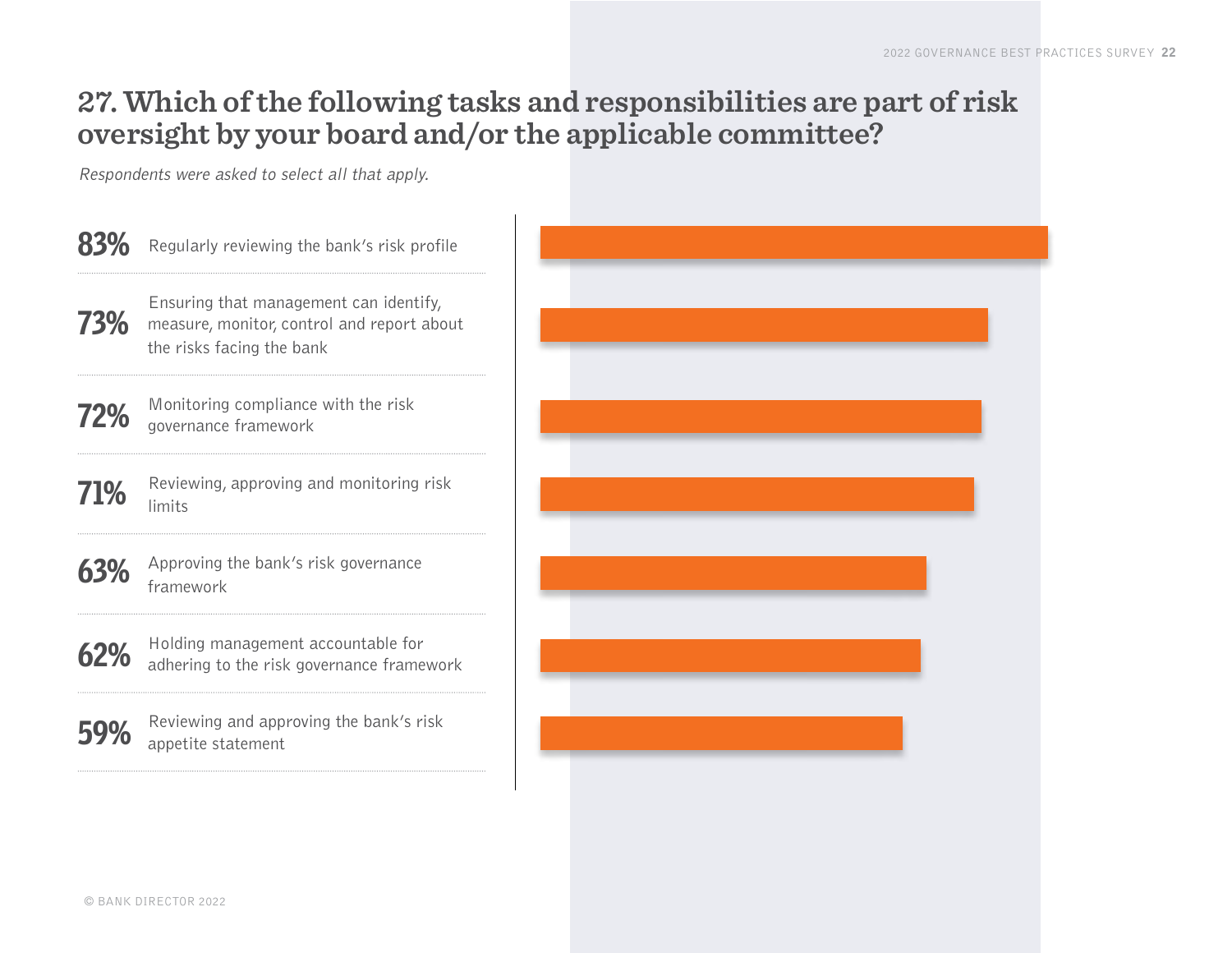## 27. Which of the following tasks and responsibilities are part of risk oversight by your board and/or the applicable committee?

*Respondents were asked to select all that apply.*

| % | Task/Responsibility |
|---|---|
| 83% | Regularly reviewing the bank's risk profile |
| 73% | Ensuring that management can identify, measure, monitor, control and report about the risks facing the bank |
| 72% | Monitoring compliance with the risk governance framework |
| 71% | Reviewing, approving and monitoring risk limits |
| 63% | Approving the bank's risk governance framework |
| 62% | Holding management accountable for adhering to the risk governance framework |
| 59% | Reviewing and approving the bank's risk appetite statement |

© BANK DIRECTOR 2022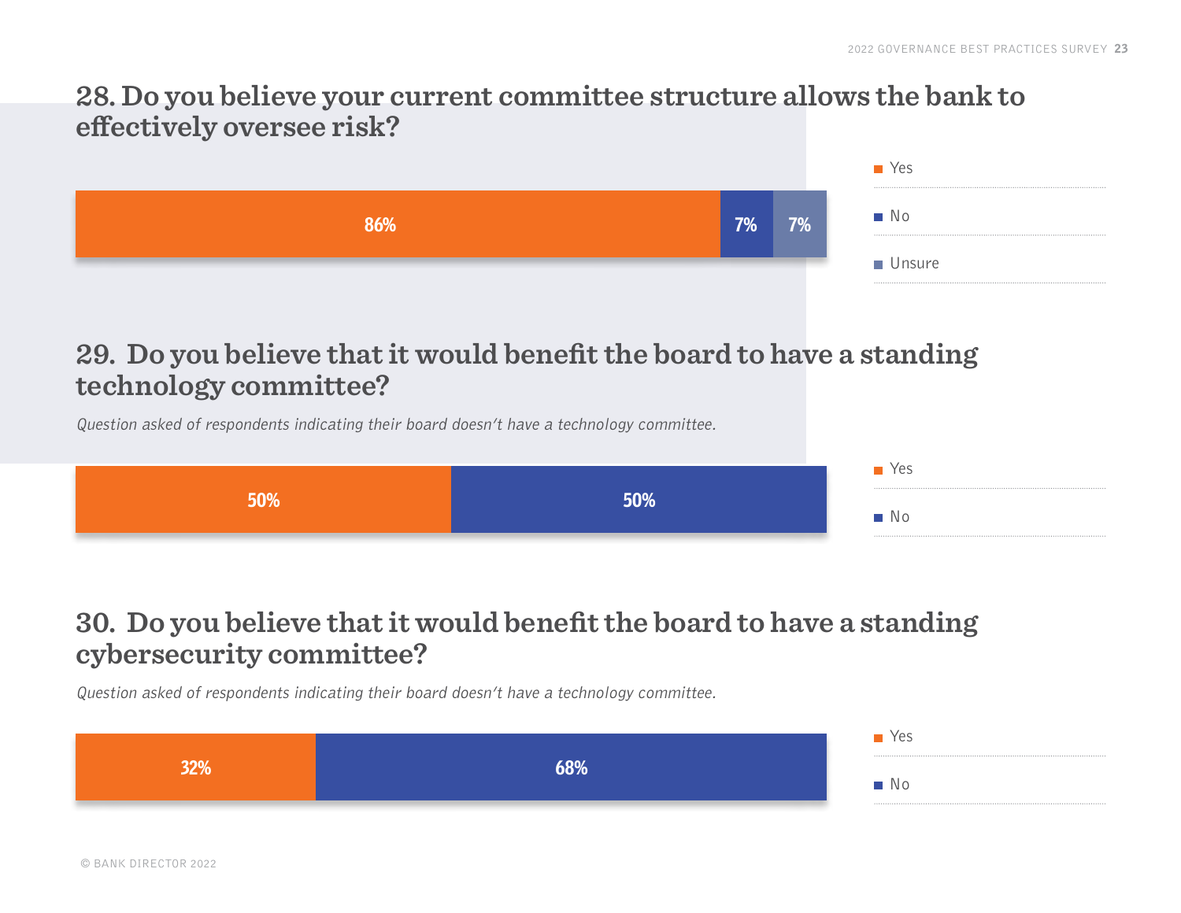## 28. Do you believe your current committee structure allows the bank to effectively oversee risk?

| Response | Percentage |
| --- | --- |
| Yes | 86% |
| No | 7% |
| Unsure | 7% |

## 29. Do you believe that it would benefit the board to have a standing technology committee?

*Question asked of respondents indicating their board doesn't have a technology committee.*

| Response | Percentage |
| --- | --- |
| Yes | 50% |
| No | 50% |

## 30. Do you believe that it would benefit the board to have a standing cybersecurity committee?

*Question asked of respondents indicating their board doesn't have a technology committee.*

| Response | Percentage |
| --- | --- |
| Yes | 32% |
| No | 68% |

© BANK DIRECTOR 2022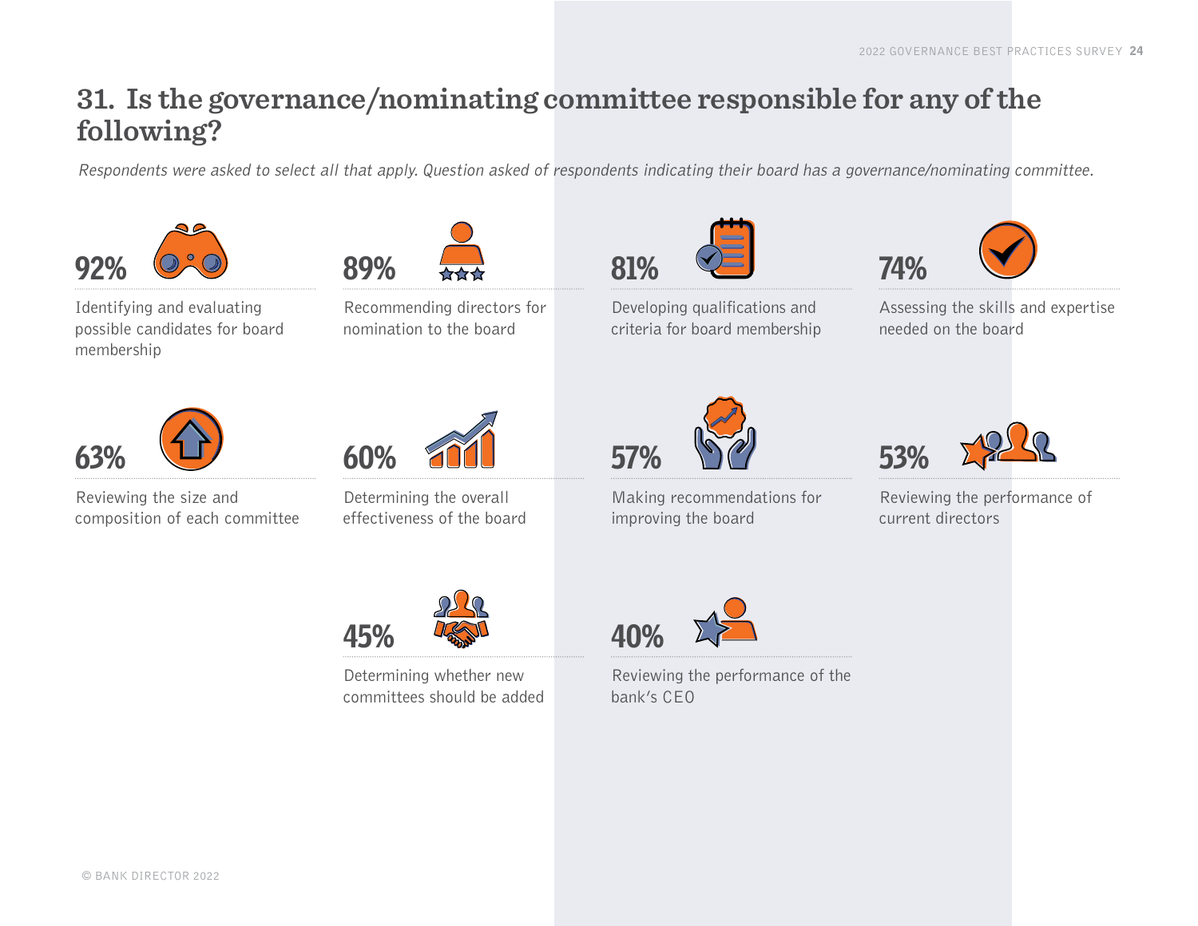## 31. Is the governance/nominating committee responsible for any of the following?

*Respondents were asked to select all that apply. Question asked of respondents indicating their board has a governance/nominating committee.*

| Percentage | Responsibility |
| --- | --- |
| 92% | Identifying and evaluating possible candidates for board membership |
| 89% | Recommending directors for nomination to the board |
| 81% | Developing qualifications and criteria for board membership |
| 74% | Assessing the skills and expertise needed on the board |
| 63% | Reviewing the size and composition of each committee |
| 60% | Determining the overall effectiveness of the board |
| 57% | Making recommendations for improving the board |
| 53% | Reviewing the performance of current directors |
| 45% | Determining whether new committees should be added |
| 40% | Reviewing the performance of the bank's CEO |

© BANK DIRECTOR 2022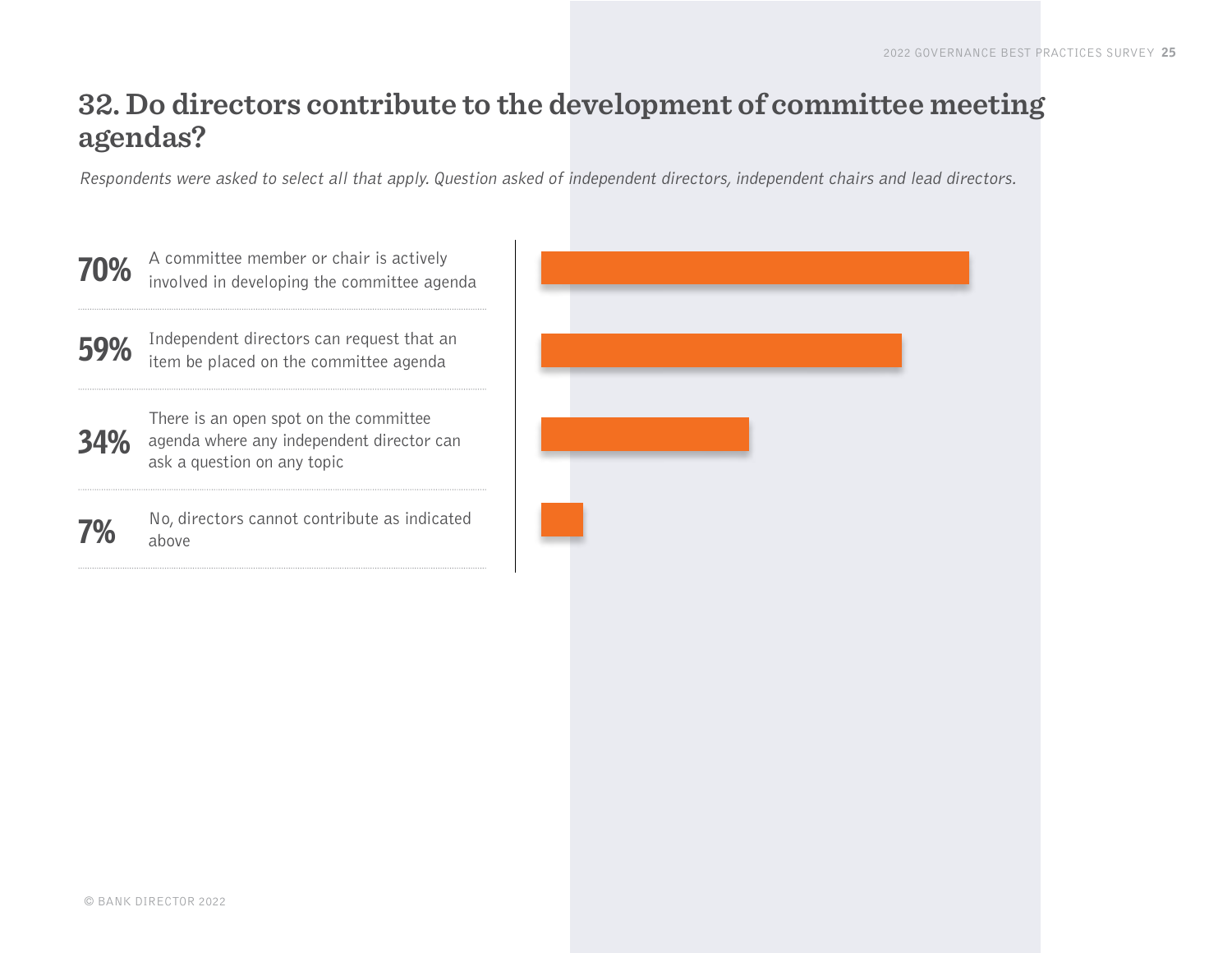## 32. Do directors contribute to the development of committee meeting agendas?

*Respondents were asked to select all that apply. Question asked of independent directors, independent chairs and lead directors.*

| Percentage | Response |
| --- | --- |
| 70% | A committee member or chair is actively involved in developing the committee agenda |
| 59% | Independent directors can request that an item be placed on the committee agenda |
| 34% | There is an open spot on the committee agenda where any independent director can ask a question on any topic |
| 7% | No, directors cannot contribute as indicated above |

© BANK DIRECTOR 2022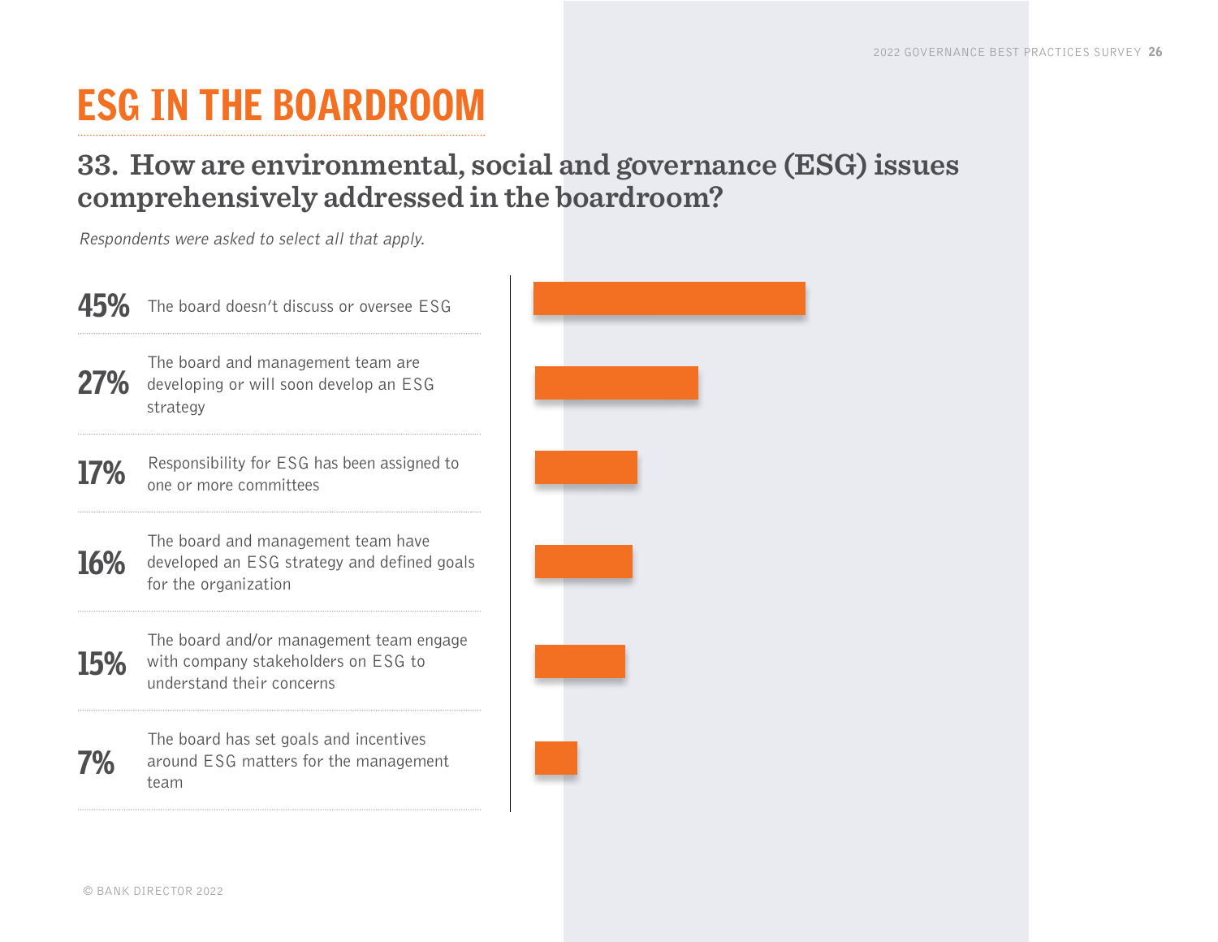# ESG IN THE BOARDROOM

## 33. How are environmental, social and governance (ESG) issues comprehensively addressed in the boardroom?

*Respondents were asked to select all that apply.*

| % | Response |
|---|---|
| 45% | The board doesn't discuss or oversee ESG |
| 27% | The board and management team are developing or will soon develop an ESG strategy |
| 17% | Responsibility for ESG has been assigned to one or more committees |
| 16% | The board and management team have developed an ESG strategy and defined goals for the organization |
| 15% | The board and/or management team engage with company stakeholders on ESG to understand their concerns |
| 7% | The board has set goals and incentives around ESG matters for the management team |

© BANK DIRECTOR 2022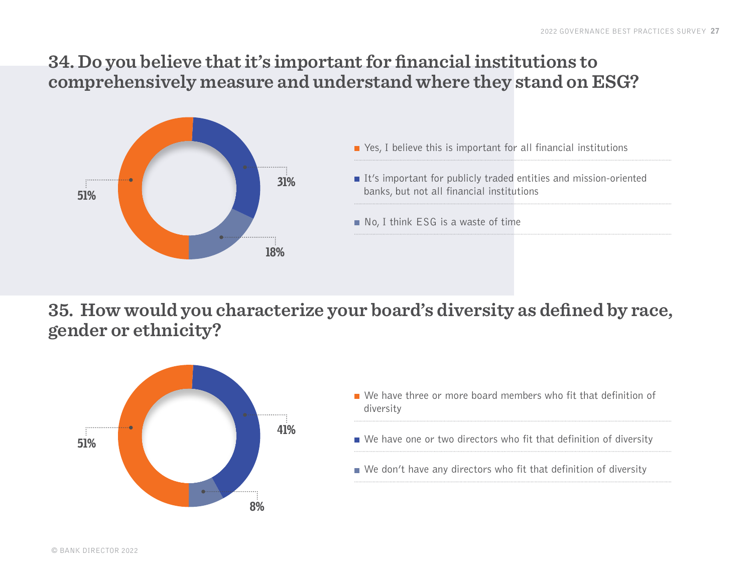## 34. Do you believe that it's important for financial institutions to comprehensively measure and understand where they stand on ESG?

| Response | Percentage |
|---|---|
| Yes, I believe this is important for all financial institutions | 51% |
| It's important for publicly traded entities and mission-oriented banks, but not all financial institutions | 31% |
| No, I think ESG is a waste of time | 18% |

## 35. How would you characterize your board's diversity as defined by race, gender or ethnicity?

| Response | Percentage |
|---|---|
| We have three or more board members who fit that definition of diversity | 51% |
| We have one or two directors who fit that definition of diversity | 41% |
| We don't have any directors who fit that definition of diversity | 8% |

© BANK DIRECTOR 2022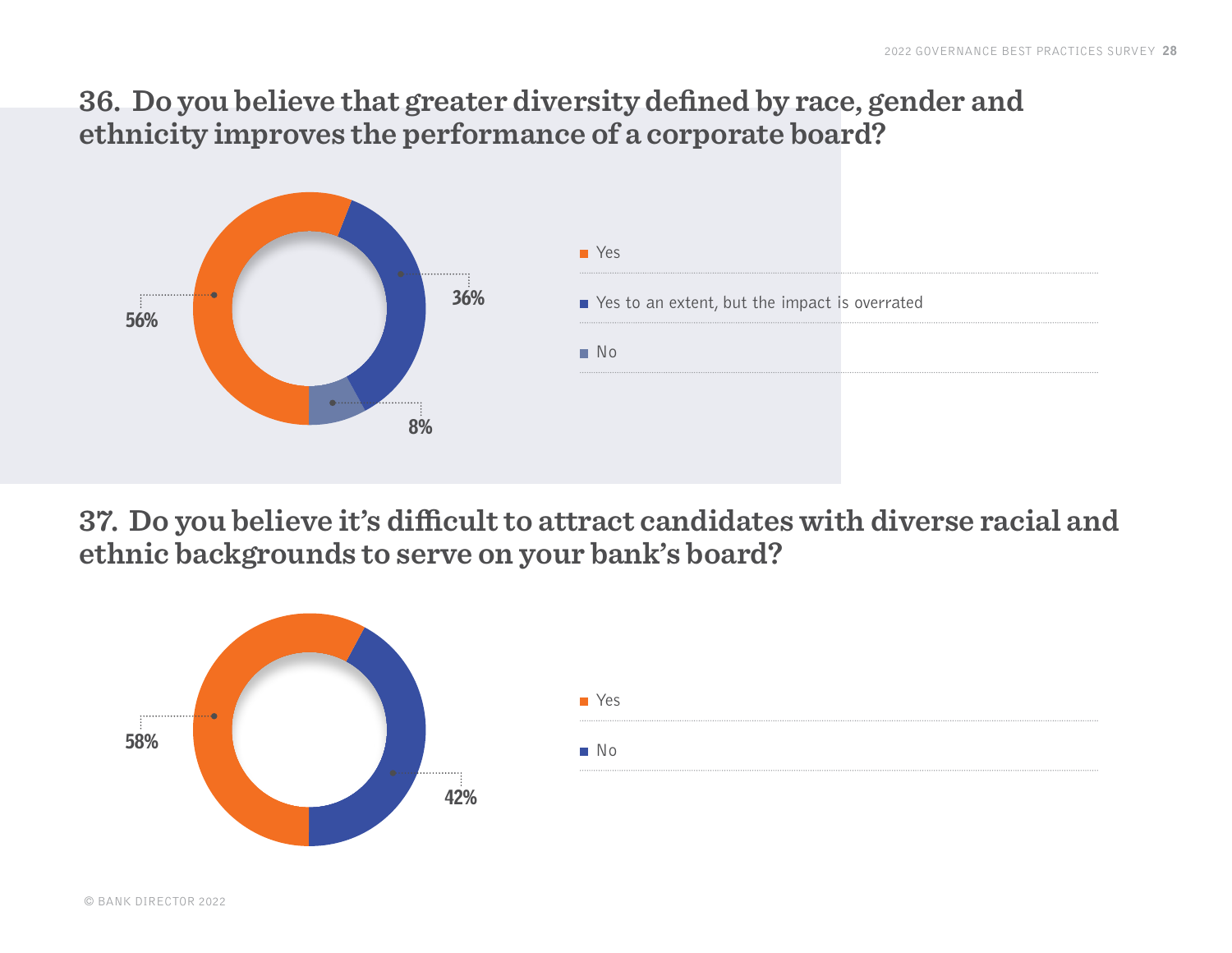## 36. Do you believe that greater diversity defined by race, gender and ethnicity improves the performance of a corporate board?

| Response | Percentage |
| --- | --- |
| Yes | 56% |
| Yes to an extent, but the impact is overrated | 36% |
| No | 8% |

## 37. Do you believe it's difficult to attract candidates with diverse racial and ethnic backgrounds to serve on your bank's board?

| Response | Percentage |
| --- | --- |
| Yes | 58% |
| No | 42% |

© BANK DIRECTOR 2022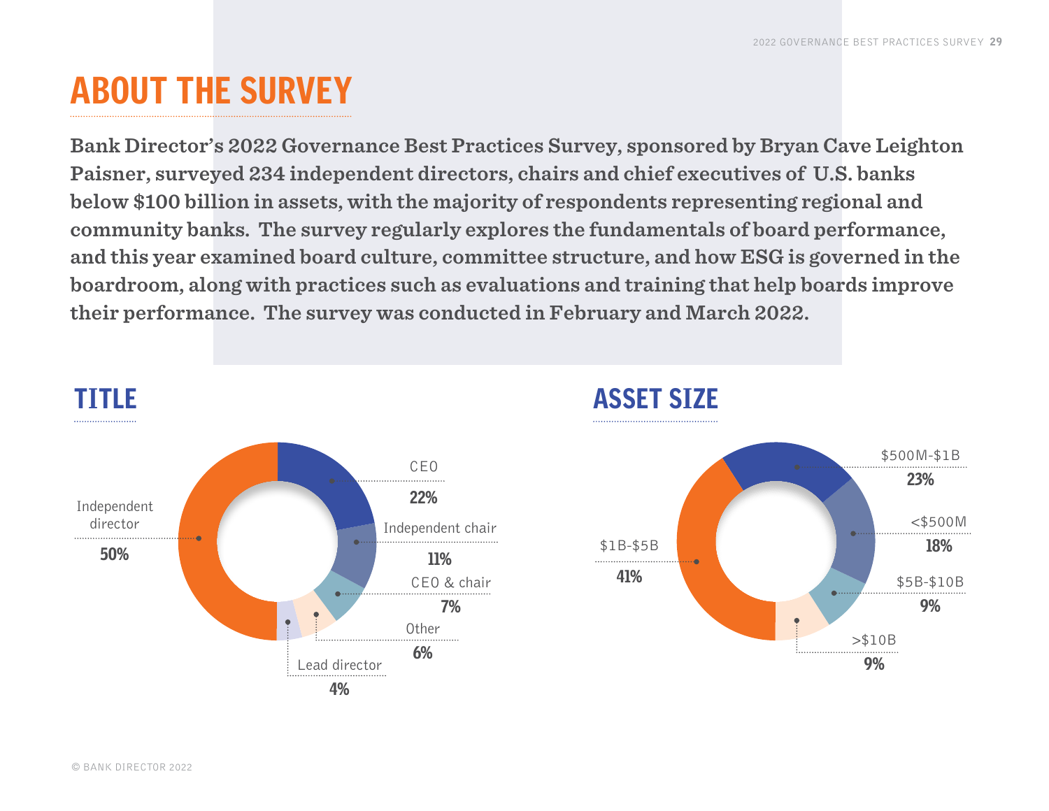# ABOUT THE SURVEY

**Bank Director's 2022 Governance Best Practices Survey, sponsored by Bryan Cave Leighton Paisner, surveyed 234 independent directors, chairs and chief executives of U.S. banks below $100 billion in assets, with the majority of respondents representing regional and community banks. The survey regularly explores the fundamentals of board performance, and this year examined board culture, committee structure, and how ESG is governed in the boardroom, along with practices such as evaluations and training that help boards improve their performance. The survey was conducted in February and March 2022.**

## TITLE

| Title | Percentage |
|---|---|
| Independent director | 50% |
| CEO | 22% |
| Independent chair | 11% |
| CEO & chair | 7% |
| Other | 6% |
| Lead director | 4% |

## ASSET SIZE

| Asset Size | Percentage |
|---|---|
| $1B-$5B | 41% |
| $500M-$1B | 23% |
| <$500M | 18% |
| $5B-$10B | 9% |
| >$10B | 9% |

© BANK DIRECTOR 2022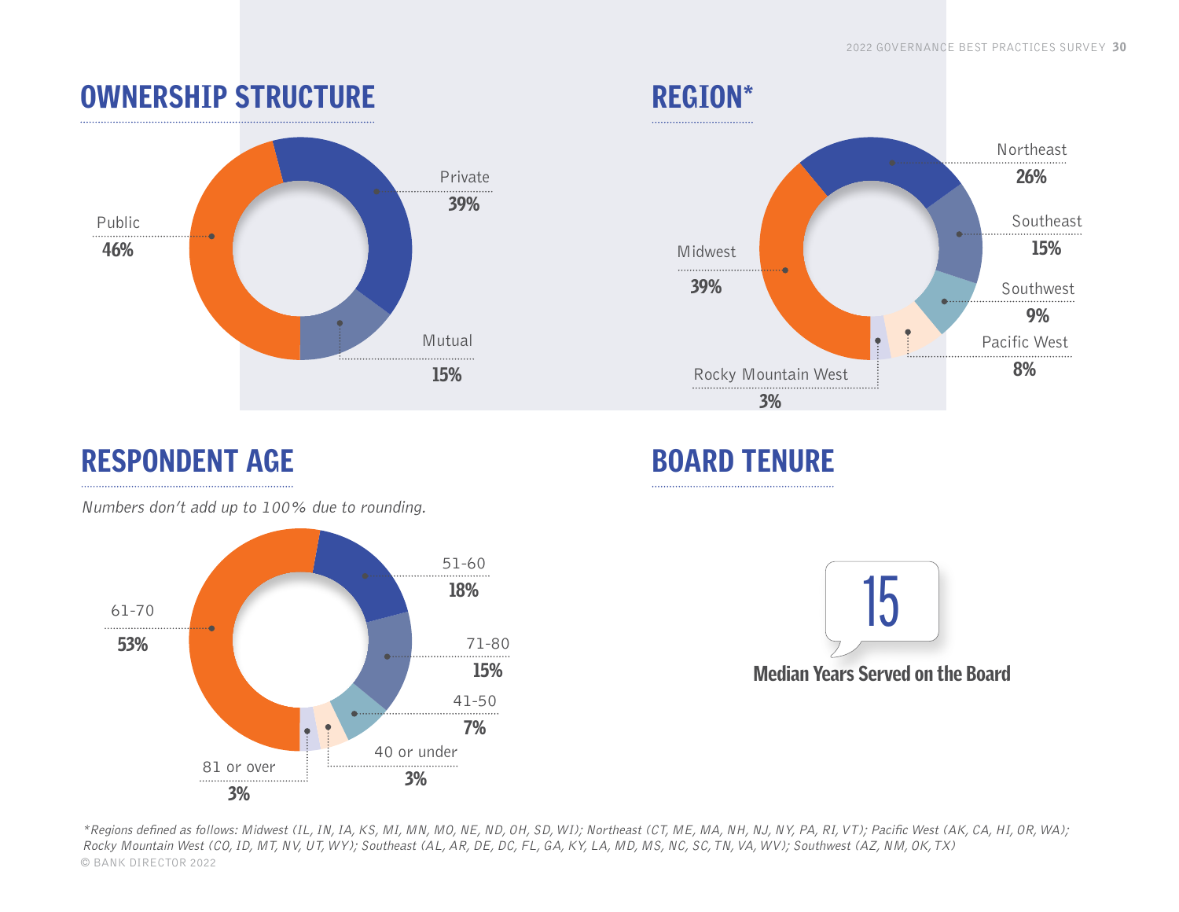## OWNERSHIP STRUCTURE

| Ownership | Percentage |
| --- | --- |
| Public | 46% |
| Private | 39% |
| Mutual | 15% |

## REGION*

| Region | Percentage |
| --- | --- |
| Midwest | 39% |
| Northeast | 26% |
| Southeast | 15% |
| Southwest | 9% |
| Pacific West | 8% |
| Rocky Mountain West | 3% |

## RESPONDENT AGE

*Numbers don't add up to 100% due to rounding.*

| Age | Percentage |
| --- | --- |
| 61-70 | 53% |
| 51-60 | 18% |
| 71-80 | 15% |
| 41-50 | 7% |
| 40 or under | 3% |
| 81 or over | 3% |

## BOARD TENURE

**15**

**Median Years Served on the Board**

*Regions defined as follows: Midwest (IL, IN, IA, KS, MI, MN, MO, NE, ND, OH, SD, WI); Northeast (CT, ME, MA, NH, NJ, NY, PA, RI, VT); Pacific West (AK, CA, HI, OR, WA); Rocky Mountain West (CO, ID, MT, NV, UT, WY); Southeast (AL, AR, DE, DC, FL, GA, KY, LA, MD, MS, NC, SC, TN, VA, WV); Southwest (AZ, NM, OK, TX)*

© BANK DIRECTOR 2022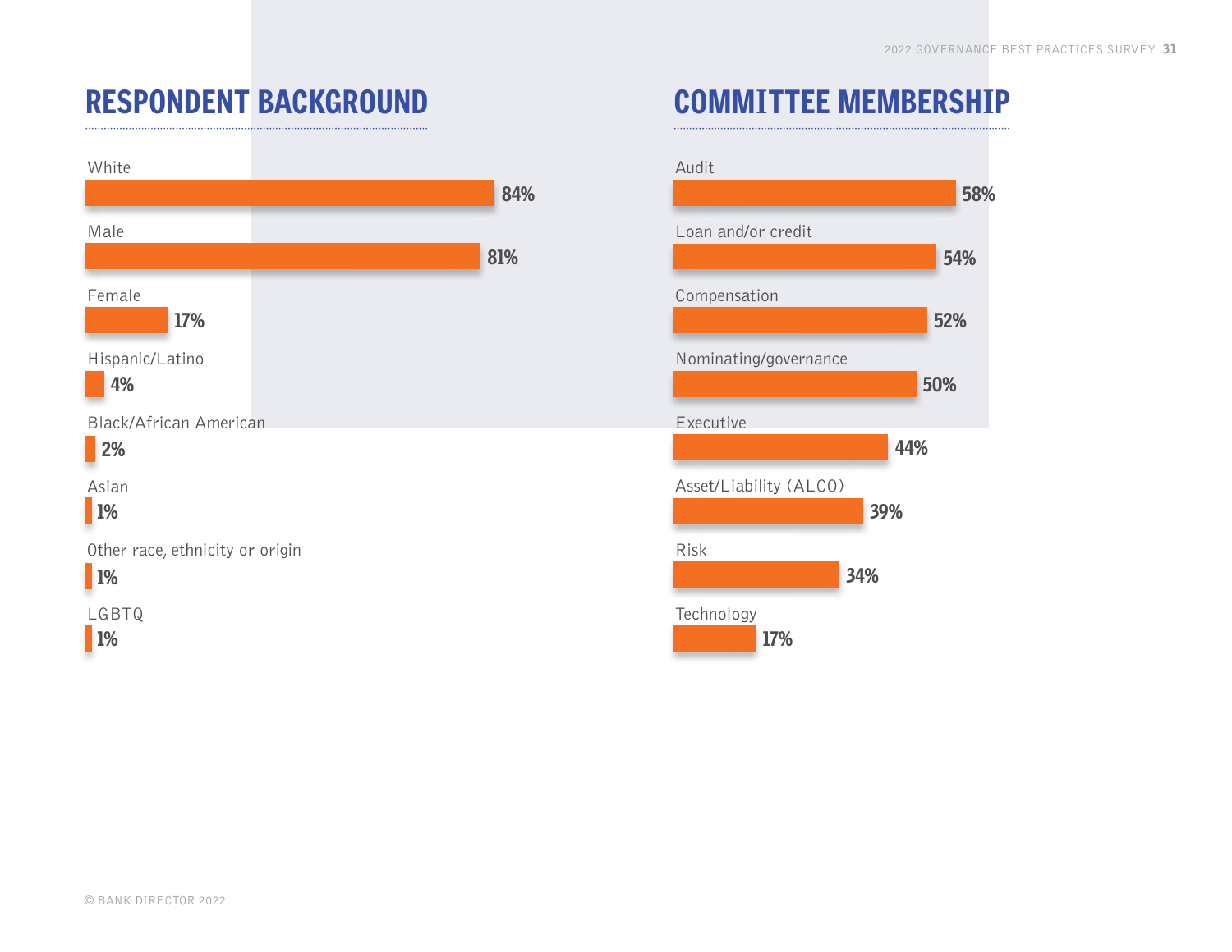## RESPONDENT BACKGROUND

White
84%

Male
81%

Female
17%

Hispanic/Latino
4%

Black/African American
2%

Asian
1%

Other race, ethnicity or origin
1%

LGBTQ
1%

## COMMITTEE MEMBERSHIP

Audit
58%

Loan and/or credit
54%

Compensation
52%

Nominating/governance
50%

Executive
44%

Asset/Liability (ALCO)
39%

Risk
34%

Technology
17%

© BANK DIRECTOR 2022